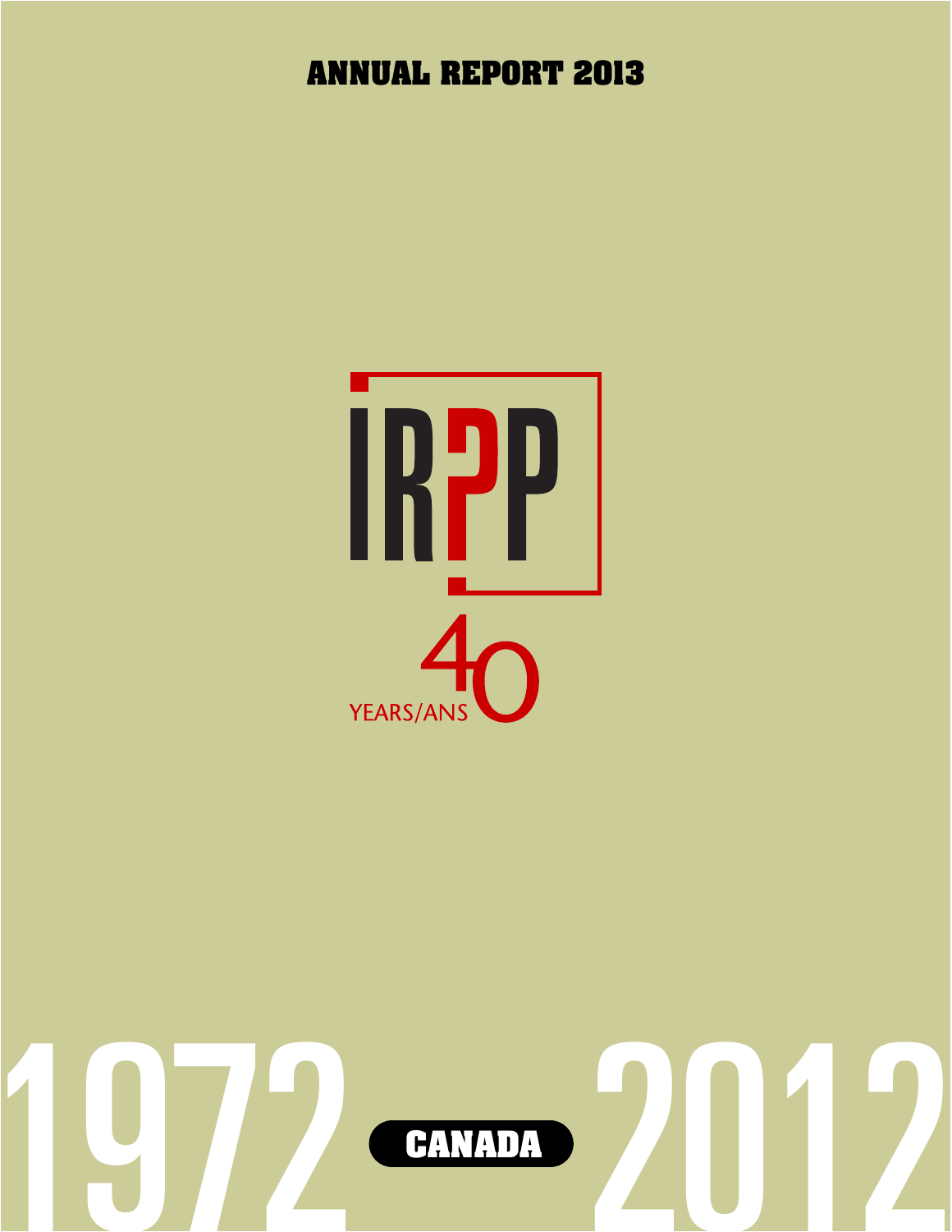# ANNUAL REPORT 2013

IRPP

YEARS/ANS 40

1972 CANADA 2012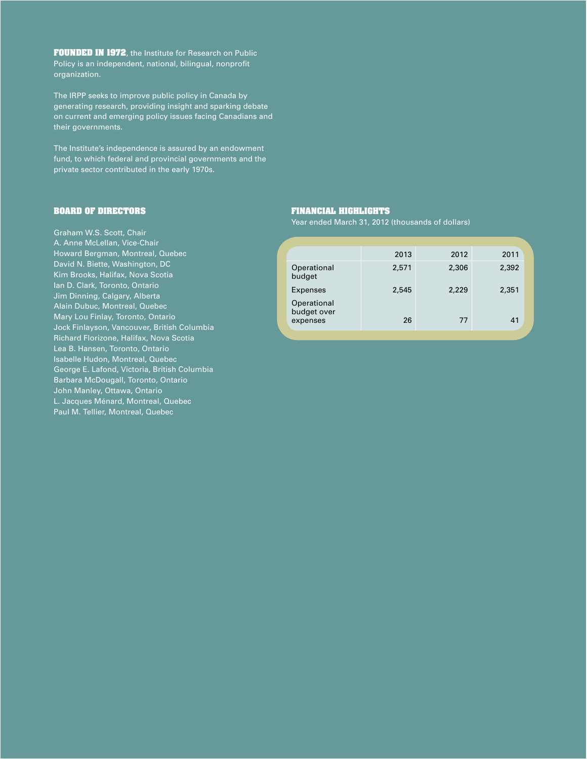**FOUNDED IN 1972**, the Institute for Research on Public Policy is an independent, national, bilingual, nonprofit organization.

The IRPP seeks to improve public policy in Canada by generating research, providing insight and sparking debate on current and emerging policy issues facing Canadians and their governments.

The Institute's independence is assured by an endowment fund, to which federal and provincial governments and the private sector contributed in the early 1970s.

## BOARD OF DIRECTORS

Graham W.S. Scott, Chair
A. Anne McLellan, Vice-Chair
Howard Bergman, Montreal, Quebec
David N. Biette, Washington, DC
Kim Brooks, Halifax, Nova Scotia
Ian D. Clark, Toronto, Ontario
Jim Dinning, Calgary, Alberta
Alain Dubuc, Montreal, Quebec
Mary Lou Finlay, Toronto, Ontario
Jock Finlayson, Vancouver, British Columbia
Richard Florizone, Halifax, Nova Scotia
Lea B. Hansen, Toronto, Ontario
Isabelle Hudon, Montreal, Quebec
George E. Lafond, Victoria, British Columbia
Barbara McDougall, Toronto, Ontario
John Manley, Ottawa, Ontario
L. Jacques Ménard, Montreal, Quebec
Paul M. Tellier, Montreal, Quebec

## FINANCIAL HIGHLIGHTS

Year ended March 31, 2012 (thousands of dollars)

| | 2013 | 2012 | 2011 |
|---|---|---|---|
| Operational budget | 2,571 | 2,306 | 2,392 |
| Expenses | 2,545 | 2,229 | 2,351 |
| Operational budget over expenses | 26 | 77 | 41 |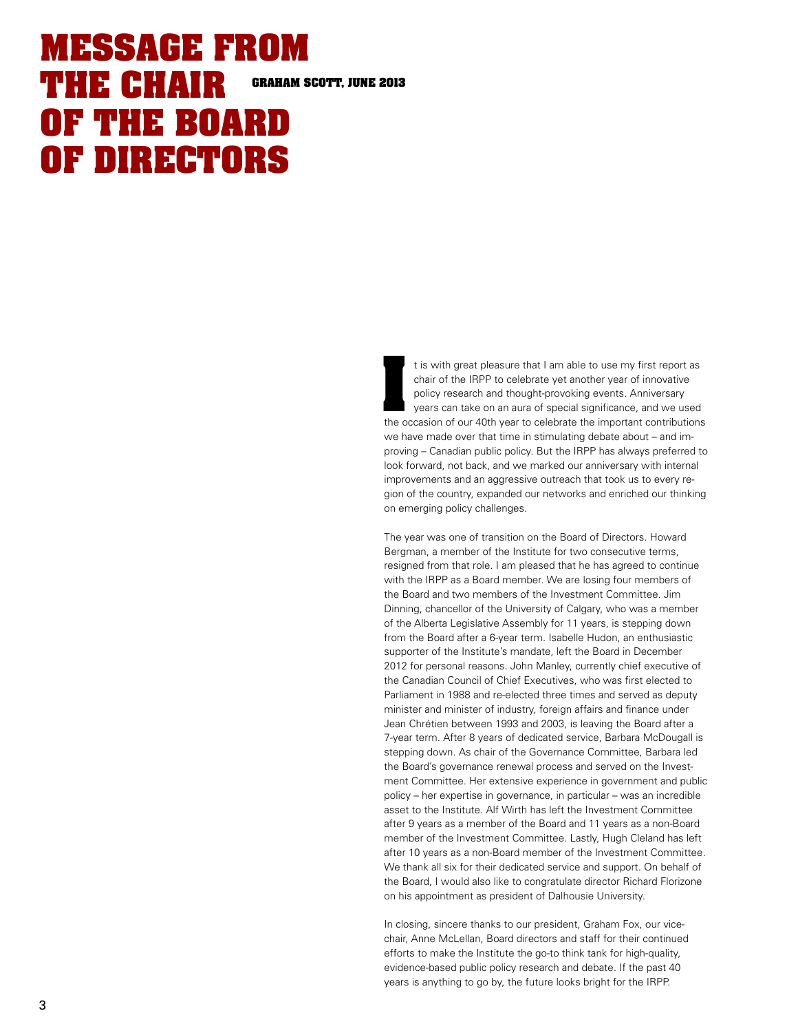# MESSAGE FROM THE CHAIR OF THE BOARD OF DIRECTORS

**GRAHAM SCOTT, JUNE 2013**

It is with great pleasure that I am able to use my first report as chair of the IRPP to celebrate yet another year of innovative policy research and thought-provoking events. Anniversary years can take on an aura of special significance, and we used the occasion of our 40th year to celebrate the important contributions we have made over that time in stimulating debate about – and improving – Canadian public policy. But the IRPP has always preferred to look forward, not back, and we marked our anniversary with internal improvements and an aggressive outreach that took us to every region of the country, expanded our networks and enriched our thinking on emerging policy challenges.

The year was one of transition on the Board of Directors. Howard Bergman, a member of the Institute for two consecutive terms, resigned from that role. I am pleased that he has agreed to continue with the IRPP as a Board member. We are losing four members of the Board and two members of the Investment Committee. Jim Dinning, chancellor of the University of Calgary, who was a member of the Alberta Legislative Assembly for 11 years, is stepping down from the Board after a 6-year term. Isabelle Hudon, an enthusiastic supporter of the Institute's mandate, left the Board in December 2012 for personal reasons. John Manley, currently chief executive of the Canadian Council of Chief Executives, who was first elected to Parliament in 1988 and re-elected three times and served as deputy minister and minister of industry, foreign affairs and finance under Jean Chrétien between 1993 and 2003, is leaving the Board after a 7-year term. After 8 years of dedicated service, Barbara McDougall is stepping down. As chair of the Governance Committee, Barbara led the Board's governance renewal process and served on the Investment Committee. Her extensive experience in government and public policy – her expertise in governance, in particular – was an incredible asset to the Institute. Alf Wirth has left the Investment Committee after 9 years as a member of the Board and 11 years as a non-Board member of the Investment Committee. Lastly, Hugh Cleland has left after 10 years as a non-Board member of the Investment Committee. We thank all six for their dedicated service and support. On behalf of the Board, I would also like to congratulate director Richard Florizone on his appointment as president of Dalhousie University.

In closing, sincere thanks to our president, Graham Fox, our vice-chair, Anne McLellan, Board directors and staff for their continued efforts to make the Institute the go-to think tank for high-quality, evidence-based public policy research and debate. If the past 40 years is anything to go by, the future looks bright for the IRPP.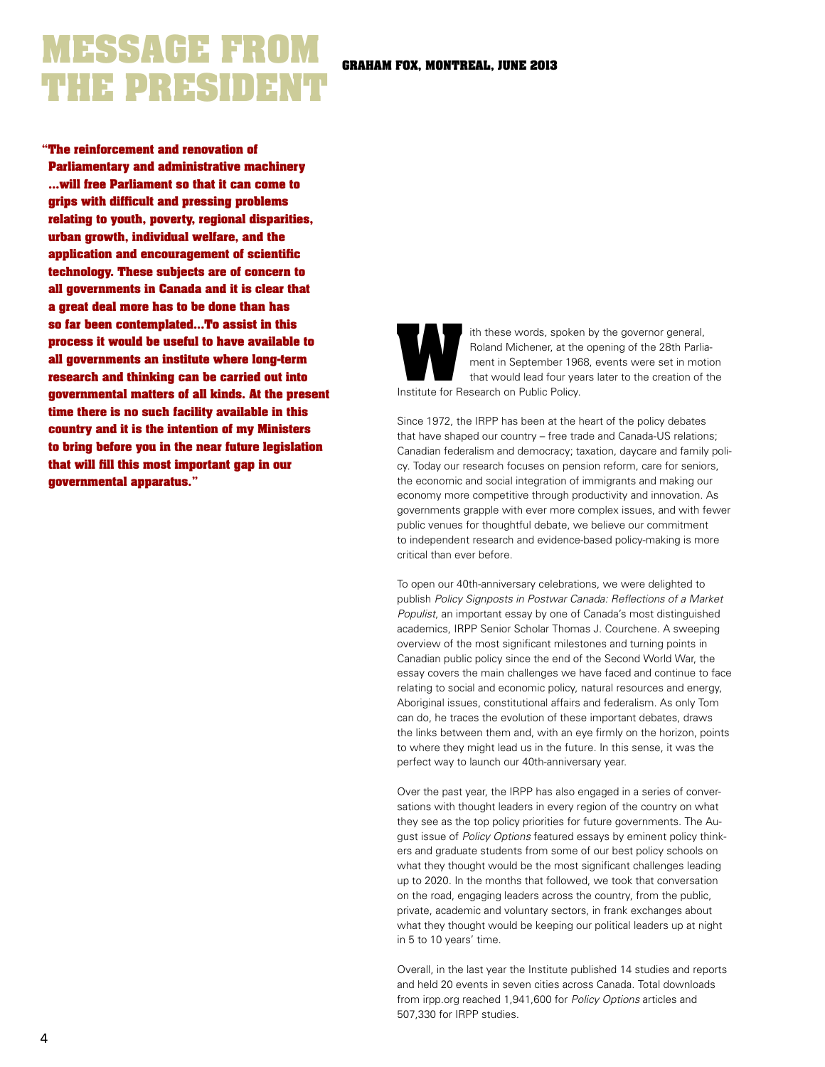# MESSAGE FROM THE PRESIDENT

**GRAHAM FOX, MONTREAL, JUNE 2013**

**"The reinforcement and renovation of Parliamentary and administrative machinery ...will free Parliament so that it can come to grips with difficult and pressing problems relating to youth, poverty, regional disparities, urban growth, individual welfare, and the application and encouragement of scientific technology. These subjects are of concern to all governments in Canada and it is clear that a great deal more has to be done than has so far been contemplated...To assist in this process it would be useful to have available to all governments an institute where long-term research and thinking can be carried out into governmental matters of all kinds. At the present time there is no such facility available in this country and it is the intention of my Ministers to bring before you in the near future legislation that will fill this most important gap in our governmental apparatus."**

With these words, spoken by the governor general, Roland Michener, at the opening of the 28th Parliament in September 1968, events were set in motion that would lead four years later to the creation of the Institute for Research on Public Policy.

Since 1972, the IRPP has been at the heart of the policy debates that have shaped our country – free trade and Canada-US relations; Canadian federalism and democracy; taxation, daycare and family policy. Today our research focuses on pension reform, care for seniors, the economic and social integration of immigrants and making our economy more competitive through productivity and innovation. As governments grapple with ever more complex issues, and with fewer public venues for thoughtful debate, we believe our commitment to independent research and evidence-based policy-making is more critical than ever before.

To open our 40th-anniversary celebrations, we were delighted to publish *Policy Signposts in Postwar Canada: Reflections of a Market Populist*, an important essay by one of Canada's most distinguished academics, IRPP Senior Scholar Thomas J. Courchene. A sweeping overview of the most significant milestones and turning points in Canadian public policy since the end of the Second World War, the essay covers the main challenges we have faced and continue to face relating to social and economic policy, natural resources and energy, Aboriginal issues, constitutional affairs and federalism. As only Tom can do, he traces the evolution of these important debates, draws the links between them and, with an eye firmly on the horizon, points to where they might lead us in the future. In this sense, it was the perfect way to launch our 40th-anniversary year.

Over the past year, the IRPP has also engaged in a series of conversations with thought leaders in every region of the country on what they see as the top policy priorities for future governments. The August issue of *Policy Options* featured essays by eminent policy thinkers and graduate students from some of our best policy schools on what they thought would be the most significant challenges leading up to 2020. In the months that followed, we took that conversation on the road, engaging leaders across the country, from the public, private, academic and voluntary sectors, in frank exchanges about what they thought would be keeping our political leaders up at night in 5 to 10 years' time.

Overall, in the last year the Institute published 14 studies and reports and held 20 events in seven cities across Canada. Total downloads from irpp.org reached 1,941,600 for *Policy Options* articles and 507,330 for IRPP studies.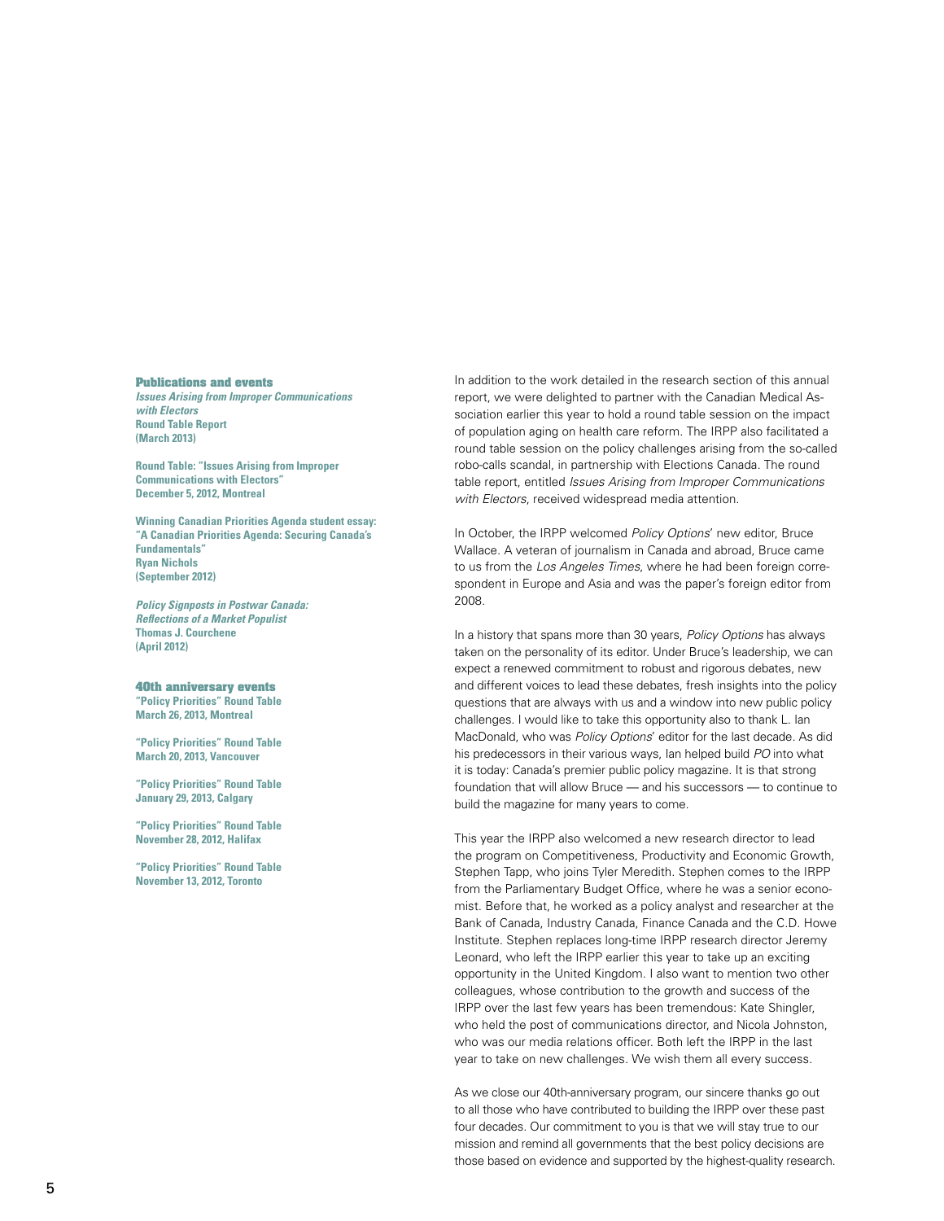### Publications and events

***Issues Arising from Improper Communications with Electors***
**Round Table Report**
**(March 2013)**

**Round Table: "Issues Arising from Improper Communications with Electors"**
**December 5, 2012, Montreal**

**Winning Canadian Priorities Agenda student essay: "A Canadian Priorities Agenda: Securing Canada's Fundamentals"**
**Ryan Nichols**
**(September 2012)**

***Policy Signposts in Postwar Canada: Reflections of a Market Populist***
**Thomas J. Courchene**
**(April 2012)**

### 40th anniversary events

**"Policy Priorities" Round Table**
**March 26, 2013, Montreal**

**"Policy Priorities" Round Table**
**March 20, 2013, Vancouver**

**"Policy Priorities" Round Table**
**January 29, 2013, Calgary**

**"Policy Priorities" Round Table**
**November 28, 2012, Halifax**

**"Policy Priorities" Round Table**
**November 13, 2012, Toronto**

In addition to the work detailed in the research section of this annual report, we were delighted to partner with the Canadian Medical Association earlier this year to hold a round table session on the impact of population aging on health care reform. The IRPP also facilitated a round table session on the policy challenges arising from the so-called robo-calls scandal, in partnership with Elections Canada. The round table report, entitled *Issues Arising from Improper Communications with Electors*, received widespread media attention.

In October, the IRPP welcomed *Policy Options*' new editor, Bruce Wallace. A veteran of journalism in Canada and abroad, Bruce came to us from the *Los Angeles Times*, where he had been foreign correspondent in Europe and Asia and was the paper's foreign editor from 2008.

In a history that spans more than 30 years, *Policy Options* has always taken on the personality of its editor. Under Bruce's leadership, we can expect a renewed commitment to robust and rigorous debates, new and different voices to lead these debates, fresh insights into the policy questions that are always with us and a window into new public policy challenges. I would like to take this opportunity also to thank L. Ian MacDonald, who was *Policy Options*' editor for the last decade. As did his predecessors in their various ways, Ian helped build *PO* into what it is today: Canada's premier public policy magazine. It is that strong foundation that will allow Bruce — and his successors — to continue to build the magazine for many years to come.

This year the IRPP also welcomed a new research director to lead the program on Competitiveness, Productivity and Economic Growth, Stephen Tapp, who joins Tyler Meredith. Stephen comes to the IRPP from the Parliamentary Budget Office, where he was a senior economist. Before that, he worked as a policy analyst and researcher at the Bank of Canada, Industry Canada, Finance Canada and the C.D. Howe Institute. Stephen replaces long-time IRPP research director Jeremy Leonard, who left the IRPP earlier this year to take up an exciting opportunity in the United Kingdom. I also want to mention two other colleagues, whose contribution to the growth and success of the IRPP over the last few years has been tremendous: Kate Shingler, who held the post of communications director, and Nicola Johnston, who was our media relations officer. Both left the IRPP in the last year to take on new challenges. We wish them all every success.

As we close our 40th-anniversary program, our sincere thanks go out to all those who have contributed to building the IRPP over these past four decades. Our commitment to you is that we will stay true to our mission and remind all governments that the best policy decisions are those based on evidence and supported by the highest-quality research.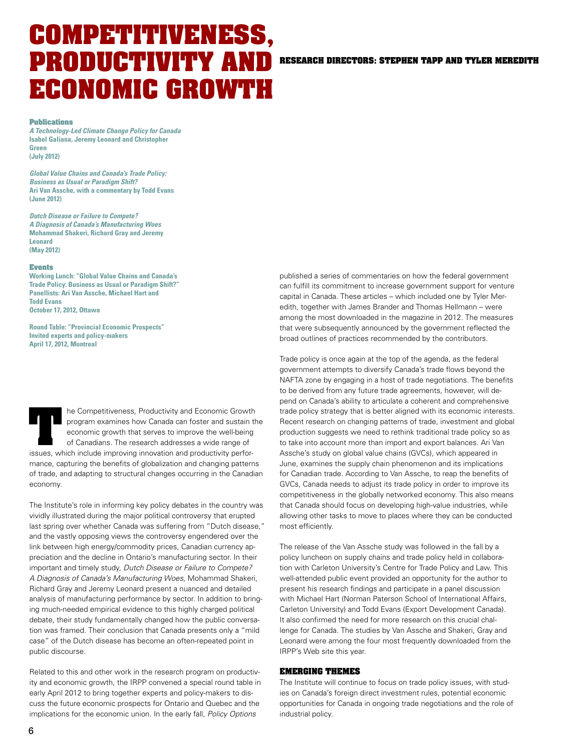# COMPETITIVENESS, PRODUCTIVITY AND ECONOMIC GROWTH

**RESEARCH DIRECTORS: STEPHEN TAPP AND TYLER MEREDITH**

### Publications

***A Technology-Led Climate Change Policy for Canada***
**Isabel Galiana, Jeremy Leonard and Christopher Green**
**(July 2012)**

***Global Value Chains and Canada's Trade Policy: Business as Usual or Paradigm Shift?***
**Ari Van Assche, with a commentary by Todd Evans**
**(June 2012)**

***Dutch Disease or Failure to Compete? A Diagnosis of Canada's Manufacturing Woes***
**Mohammad Shakeri, Richard Gray and Jeremy Leonard**
**(May 2012)**

### Events

**Working Lunch: "Global Value Chains and Canada's Trade Policy: Business as Usual or Paradigm Shift?"**
**Panellists: Ari Van Assche, Michael Hart and Todd Evans**
**October 17, 2012, Ottawa**

**Round Table: "Provincial Economic Prospects"**
**Invited experts and policy-makers**
**April 17, 2012, Montreal**

The Competitiveness, Productivity and Economic Growth program examines how Canada can foster and sustain the economic growth that serves to improve the well-being of Canadians. The research addresses a wide range of issues, which include improving innovation and productivity performance, capturing the benefits of globalization and changing patterns of trade, and adapting to structural changes occurring in the Canadian economy.

The Institute's role in informing key policy debates in the country was vividly illustrated during the major political controversy that erupted last spring over whether Canada was suffering from "Dutch disease," and the vastly opposing views the controversy engendered over the link between high energy/commodity prices, Canadian currency appreciation and the decline in Ontario's manufacturing sector. In their important and timely study, *Dutch Disease or Failure to Compete? A Diagnosis of Canada's Manufacturing Woes*, Mohammad Shakeri, Richard Gray and Jeremy Leonard present a nuanced and detailed analysis of manufacturing performance by sector. In addition to bringing much-needed empirical evidence to this highly charged political debate, their study fundamentally changed how the public conversation was framed. Their conclusion that Canada presents only a "mild case" of the Dutch disease has become an often-repeated point in public discourse.

Related to this and other work in the research program on productivity and economic growth, the IRPP convened a special round table in early April 2012 to bring together experts and policy-makers to discuss the future economic prospects for Ontario and Quebec and the implications for the economic union. In the early fall, *Policy Options* published a series of commentaries on how the federal government can fulfill its commitment to increase government support for venture capital in Canada. These articles – which included one by Tyler Meredith, together with James Brander and Thomas Hellmann – were among the most downloaded in the magazine in 2012. The measures that were subsequently announced by the government reflected the broad outlines of practices recommended by the contributors.

Trade policy is once again at the top of the agenda, as the federal government attempts to diversify Canada's trade flows beyond the NAFTA zone by engaging in a host of trade negotiations. The benefits to be derived from any future trade agreements, however, will depend on Canada's ability to articulate a coherent and comprehensive trade policy strategy that is better aligned with its economic interests. Recent research on changing patterns of trade, investment and global production suggests we need to rethink traditional trade policy so as to take into account more than import and export balances. Ari Van Assche's study on global value chains (GVCs), which appeared in June, examines the supply chain phenomenon and its implications for Canadian trade. According to Van Assche, to reap the benefits of GVCs, Canada needs to adjust its trade policy in order to improve its competitiveness in the globally networked economy. This also means that Canada should focus on developing high-value industries, while allowing other tasks to move to places where they can be conducted most efficiently.

The release of the Van Assche study was followed in the fall by a policy luncheon on supply chains and trade policy held in collaboration with Carleton University's Centre for Trade Policy and Law. This well-attended public event provided an opportunity for the author to present his research findings and participate in a panel discussion with Michael Hart (Norman Paterson School of International Affairs, Carleton University) and Todd Evans (Export Development Canada). It also confirmed the need for more research on this crucial challenge for Canada. The studies by Van Assche and Shakeri, Gray and Leonard were among the four most frequently downloaded from the IRPP's Web site this year.

### EMERGING THEMES

The Institute will continue to focus on trade policy issues, with studies on Canada's foreign direct investment rules, potential economic opportunities for Canada in ongoing trade negotiations and the role of industrial policy.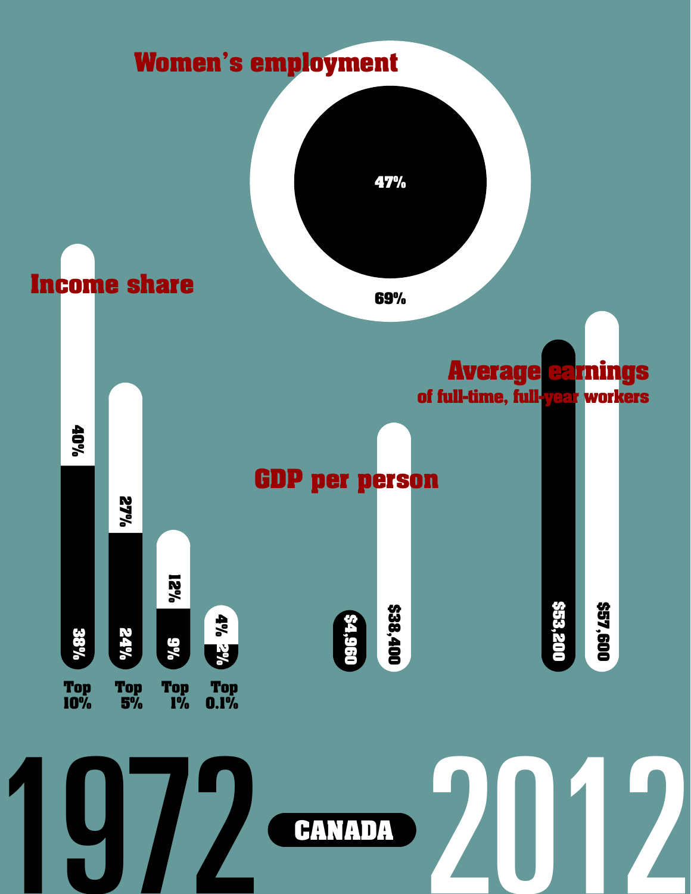# 1972 — CANADA — 2012

## Women's employment

| | 1972 | 2012 |
|---|---|---|
| Women's employment | 47% | 69% |

## Income share

| | 1972 | 2012 |
|---|---|---|
| Top 10% | 38% | 40% |
| Top 5% | 24% | 27% |
| Top 1% | 9% | 12% |
| Top 0.1% | 2% | 4% |

## GDP per person

| 1972 | 2012 |
|---|---|
| $4,960 | $38,400 |

## Average earnings

of full-time, full-year workers

| 1972 | 2012 |
|---|---|
| $53,200 | $57,600 |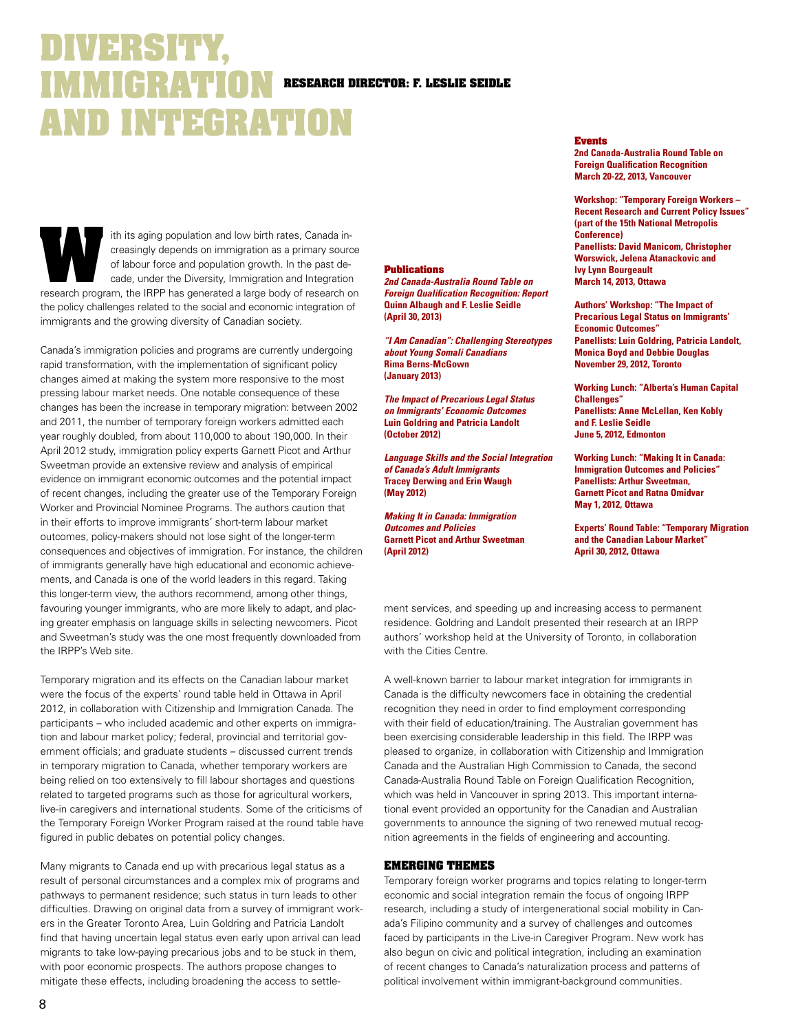# DIVERSITY, IMMIGRATION AND INTEGRATION

**RESEARCH DIRECTOR: F. LESLIE SEIDLE**

With its aging population and low birth rates, Canada increasingly depends on immigration as a primary source of labour force and population growth. In the past decade, under the Diversity, Immigration and Integration research program, the IRPP has generated a large body of research on the policy challenges related to the social and economic integration of immigrants and the growing diversity of Canadian society.

Canada's immigration policies and programs are currently undergoing rapid transformation, with the implementation of significant policy changes aimed at making the system more responsive to the most pressing labour market needs. One notable consequence of these changes has been the increase in temporary migration: between 2002 and 2011, the number of temporary foreign workers admitted each year roughly doubled, from about 110,000 to about 190,000. In their April 2012 study, immigration policy experts Garnett Picot and Arthur Sweetman provide an extensive review and analysis of empirical evidence on immigrant economic outcomes and the potential impact of recent changes, including the greater use of the Temporary Foreign Worker and Provincial Nominee Programs. The authors caution that in their efforts to improve immigrants' short-term labour market outcomes, policy-makers should not lose sight of the longer-term consequences and objectives of immigration. For instance, the children of immigrants generally have high educational and economic achievements, and Canada is one of the world leaders in this regard. Taking this longer-term view, the authors recommend, among other things, favouring younger immigrants, who are more likely to adapt, and placing greater emphasis on language skills in selecting newcomers. Picot and Sweetman's study was the one most frequently downloaded from the IRPP's Web site.

Temporary migration and its effects on the Canadian labour market were the focus of the experts' round table held in Ottawa in April 2012, in collaboration with Citizenship and Immigration Canada. The participants – who included academic and other experts on immigration and labour market policy; federal, provincial and territorial government officials; and graduate students – discussed current trends in temporary migration to Canada, whether temporary workers are being relied on too extensively to fill labour shortages and questions related to targeted programs such as those for agricultural workers, live-in caregivers and international students. Some of the criticisms of the Temporary Foreign Worker Program raised at the round table have figured in public debates on potential policy changes.

Many migrants to Canada end up with precarious legal status as a result of personal circumstances and a complex mix of programs and pathways to permanent residence; such status in turn leads to other difficulties. Drawing on original data from a survey of immigrant workers in the Greater Toronto Area, Luin Goldring and Patricia Landolt find that having uncertain legal status even early upon arrival can lead migrants to take low-paying precarious jobs and to be stuck in them, with poor economic prospects. The authors propose changes to mitigate these effects, including broadening the access to settlement services, and speeding up and increasing access to permanent residence. Goldring and Landolt presented their research at an IRPP authors' workshop held at the University of Toronto, in collaboration with the Cities Centre.

A well-known barrier to labour market integration for immigrants in Canada is the difficulty newcomers face in obtaining the credential recognition they need in order to find employment corresponding with their field of education/training. The Australian government has been exercising considerable leadership in this field. The IRPP was pleased to organize, in collaboration with Citizenship and Immigration Canada and the Australian High Commission to Canada, the second Canada-Australia Round Table on Foreign Qualification Recognition, which was held in Vancouver in spring 2013. This important international event provided an opportunity for the Canadian and Australian governments to announce the signing of two renewed mutual recognition agreements in the fields of engineering and accounting.

## EMERGING THEMES

Temporary foreign worker programs and topics relating to longer-term economic and social integration remain the focus of ongoing IRPP research, including a study of intergenerational social mobility in Canada's Filipino community and a survey of challenges and outcomes faced by participants in the Live-in Caregiver Program. New work has also begun on civic and political integration, including an examination of recent changes to Canada's naturalization process and patterns of political involvement within immigrant-background communities.

### Publications

***2nd Canada-Australia Round Table on Foreign Qualification Recognition: Report***
**Quinn Albaugh and F. Leslie Seidle**
**(April 30, 2013)**

***"I Am Canadian": Challenging Stereotypes about Young Somali Canadians***
**Rima Berns-McGown**
**(January 2013)**

***The Impact of Precarious Legal Status on Immigrants' Economic Outcomes***
**Luin Goldring and Patricia Landolt**
**(October 2012)**

***Language Skills and the Social Integration of Canada's Adult Immigrants***
**Tracey Derwing and Erin Waugh**
**(May 2012)**

***Making It in Canada: Immigration Outcomes and Policies***
**Garnett Picot and Arthur Sweetman**
**(April 2012)**

### Events

**2nd Canada-Australia Round Table on Foreign Qualification Recognition**
**March 20-22, 2013, Vancouver**

**Workshop: "Temporary Foreign Workers – Recent Research and Current Policy Issues" (part of the 15th National Metropolis Conference)**
**Panellists: David Manicom, Christopher Worswick, Jelena Atanackovic and Ivy Lynn Bourgeault**
**March 14, 2013, Ottawa**

**Authors' Workshop: "The Impact of Precarious Legal Status on Immigrants' Economic Outcomes"**
**Panellists: Luin Goldring, Patricia Landolt, Monica Boyd and Debbie Douglas**
**November 29, 2012, Toronto**

**Working Lunch: "Alberta's Human Capital Challenges"**
**Panellists: Anne McLellan, Ken Kobly and F. Leslie Seidle**
**June 5, 2012, Edmonton**

**Working Lunch: "Making It in Canada: Immigration Outcomes and Policies"**
**Panellists: Arthur Sweetman, Garnett Picot and Ratna Omidvar**
**May 1, 2012, Ottawa**

**Experts' Round Table: "Temporary Migration and the Canadian Labour Market"**
**April 30, 2012, Ottawa**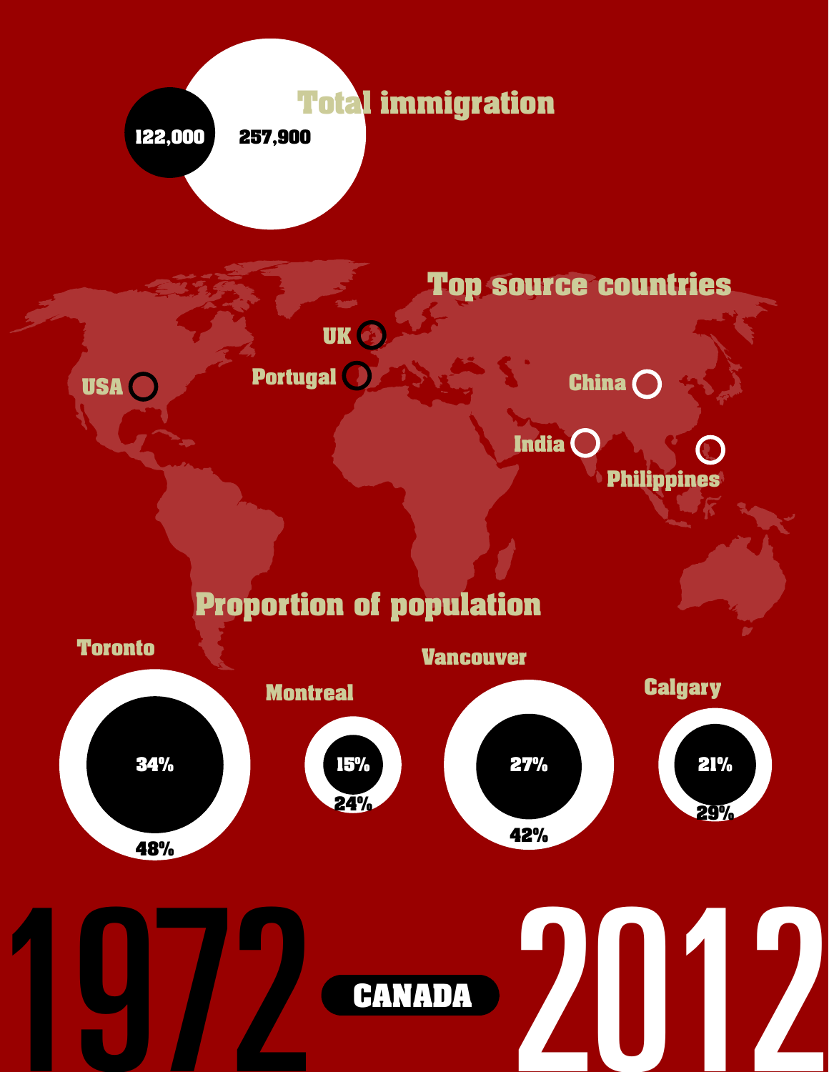# 1972 – CANADA – 2012

## Total immigration

| 1972 | 2012 |
| --- | --- |
| 122,000 | 257,900 |

## Top source countries

| 1972 | 2012 |
| --- | --- |
| USA | China |
| UK | India |
| Portugal | Philippines |

## Proportion of population

| City | 1972 | 2012 |
| --- | --- | --- |
| Toronto | 34% | 48% |
| Montreal | 15% | 24% |
| Vancouver | 27% | 42% |
| Calgary | 21% | 29% |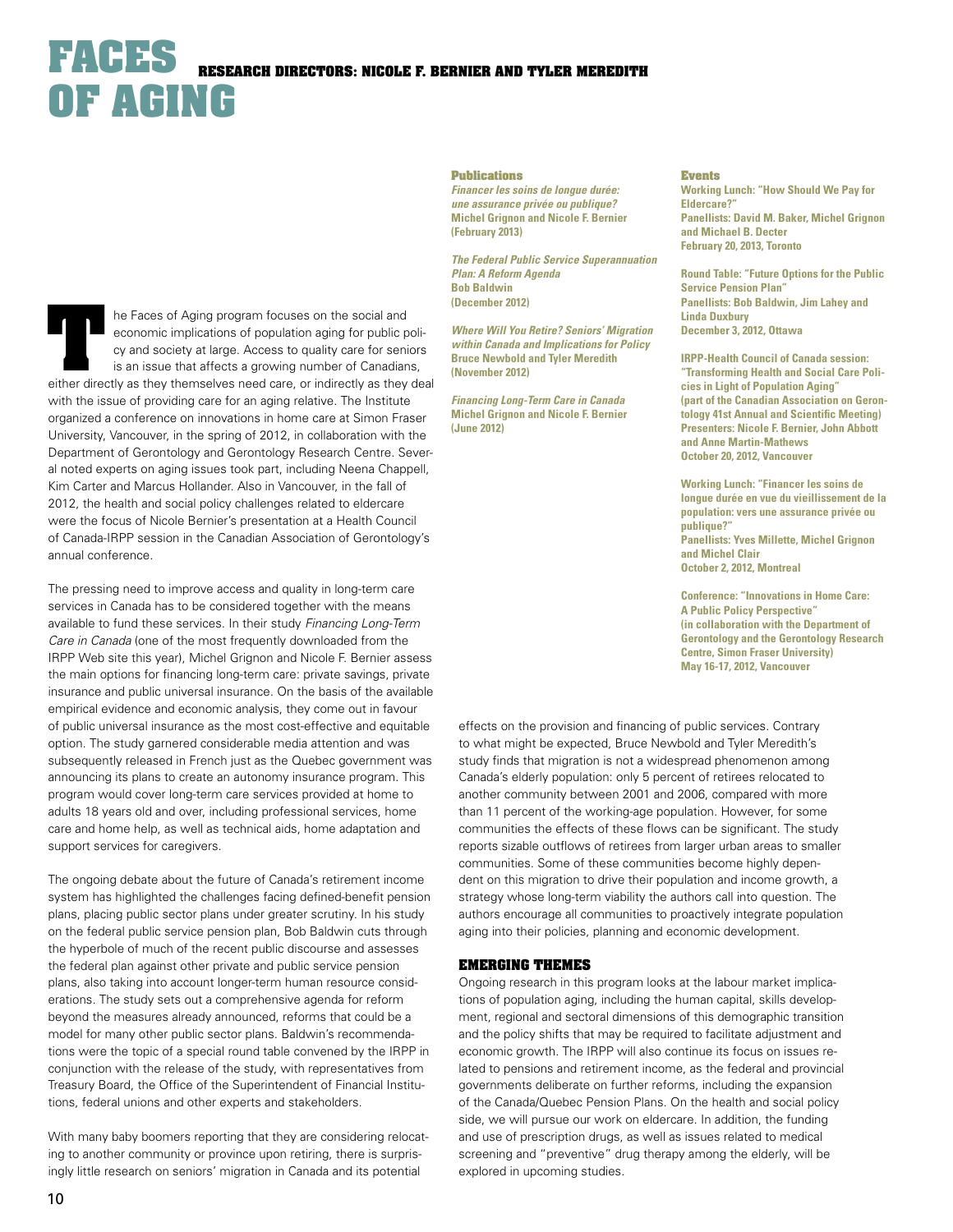# FACES OF AGING

**RESEARCH DIRECTORS: NICOLE F. BERNIER AND TYLER MEREDITH**

The Faces of Aging program focuses on the social and economic implications of population aging for public policy and society at large. Access to quality care for seniors is an issue that affects a growing number of Canadians, either directly as they themselves need care, or indirectly as they deal with the issue of providing care for an aging relative. The Institute organized a conference on innovations in home care at Simon Fraser University, Vancouver, in the spring of 2012, in collaboration with the Department of Gerontology and Gerontology Research Centre. Several noted experts on aging issues took part, including Neena Chappell, Kim Carter and Marcus Hollander. Also in Vancouver, in the fall of 2012, the health and social policy challenges related to eldercare were the focus of Nicole Bernier's presentation at a Health Council of Canada-IRPP session in the Canadian Association of Gerontology's annual conference.

The pressing need to improve access and quality in long-term care services in Canada has to be considered together with the means available to fund these services. In their study *Financing Long-Term Care in Canada* (one of the most frequently downloaded from the IRPP Web site this year), Michel Grignon and Nicole F. Bernier assess the main options for financing long-term care: private savings, private insurance and public universal insurance. On the basis of the available empirical evidence and economic analysis, they come out in favour of public universal insurance as the most cost-effective and equitable option. The study garnered considerable media attention and was subsequently released in French just as the Quebec government was announcing its plans to create an autonomy insurance program. This program would cover long-term care services provided at home to adults 18 years old and over, including professional services, home care and home help, as well as technical aids, home adaptation and support services for caregivers.

The ongoing debate about the future of Canada's retirement income system has highlighted the challenges facing defined-benefit pension plans, placing public sector plans under greater scrutiny. In his study on the federal public service pension plan, Bob Baldwin cuts through the hyperbole of much of the recent public discourse and assesses the federal plan against other private and public service pension plans, also taking into account longer-term human resource considerations. The study sets out a comprehensive agenda for reform beyond the measures already announced, reforms that could be a model for many other public sector plans. Baldwin's recommendations were the topic of a special round table convened by the IRPP in conjunction with the release of the study, with representatives from Treasury Board, the Office of the Superintendent of Financial Institutions, federal unions and other experts and stakeholders.

With many baby boomers reporting that they are considering relocating to another community or province upon retiring, there is surprisingly little research on seniors' migration in Canada and its potential effects on the provision and financing of public services. Contrary to what might be expected, Bruce Newbold and Tyler Meredith's study finds that migration is not a widespread phenomenon among Canada's elderly population: only 5 percent of retirees relocated to another community between 2001 and 2006, compared with more than 11 percent of the working-age population. However, for some communities the effects of these flows can be significant. The study reports sizable outflows of retirees from larger urban areas to smaller communities. Some of these communities become highly dependent on this migration to drive their population and income growth, a strategy whose long-term viability the authors call into question. The authors encourage all communities to proactively integrate population aging into their policies, planning and economic development.

## EMERGING THEMES

Ongoing research in this program looks at the labour market implications of population aging, including the human capital, skills development, regional and sectoral dimensions of this demographic transition and the policy shifts that may be required to facilitate adjustment and economic growth. The IRPP will also continue its focus on issues related to pensions and retirement income, as the federal and provincial governments deliberate on further reforms, including the expansion of the Canada/Quebec Pension Plans. On the health and social policy side, we will pursue our work on eldercare. In addition, the funding and use of prescription drugs, as well as issues related to medical screening and "preventive" drug therapy among the elderly, will be explored in upcoming studies.

### Publications

***Financer les soins de longue durée: une assurance privée ou publique?***
**Michel Grignon and Nicole F. Bernier**
**(February 2013)**

***The Federal Public Service Superannuation Plan: A Reform Agenda***
**Bob Baldwin**
**(December 2012)**

***Where Will You Retire? Seniors' Migration within Canada and Implications for Policy***
**Bruce Newbold and Tyler Meredith**
**(November 2012)**

***Financing Long-Term Care in Canada***
**Michel Grignon and Nicole F. Bernier**
**(June 2012)**

### Events

**Working Lunch: "How Should We Pay for Eldercare?"**
**Panellists: David M. Baker, Michel Grignon and Michael B. Decter**
**February 20, 2013, Toronto**

**Round Table: "Future Options for the Public Service Pension Plan"**
**Panellists: Bob Baldwin, Jim Lahey and Linda Duxbury**
**December 3, 2012, Ottawa**

**IRPP-Health Council of Canada session: "Transforming Health and Social Care Policies in Light of Population Aging"**
**(part of the Canadian Association on Gerontology 41st Annual and Scientific Meeting)**
**Presenters: Nicole F. Bernier, John Abbott and Anne Martin-Mathews**
**October 20, 2012, Vancouver**

**Working Lunch: "Financer les soins de longue durée en vue du vieillissement de la population: vers une assurance privée ou publique?"**
**Panellists: Yves Millette, Michel Grignon and Michel Clair**
**October 2, 2012, Montreal**

**Conference: "Innovations in Home Care: A Public Policy Perspective"**
**(in collaboration with the Department of Gerontology and the Gerontology Research Centre, Simon Fraser University)**
**May 16-17, 2012, Vancouver**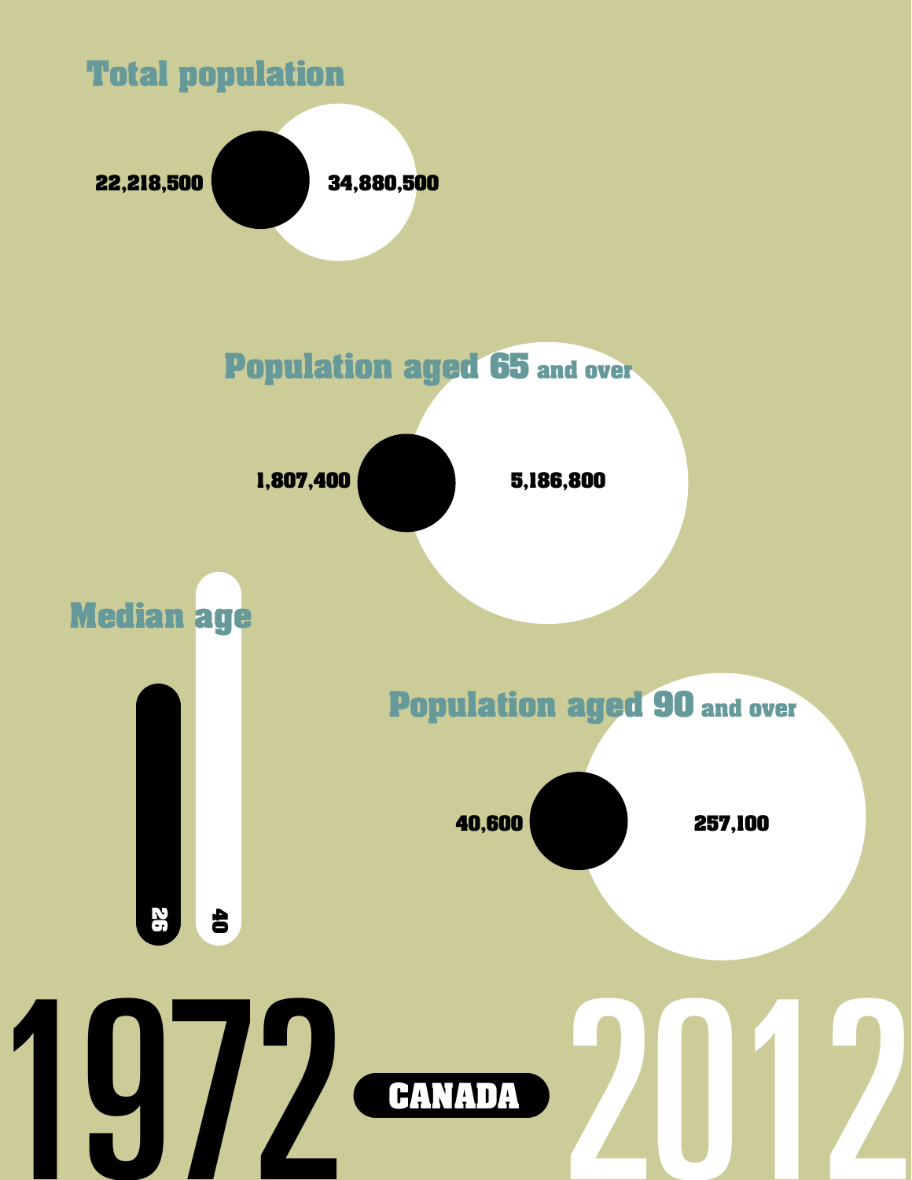# 1972 — CANADA — 2012

## Total population

| 1972 | 2012 |
|---|---|
| 22,218,500 | 34,880,500 |

## Population aged 65 and over

| 1972 | 2012 |
|---|---|
| 1,807,400 | 5,186,800 |

## Median age

| 1972 | 2012 |
|---|---|
| 26 | 40 |

## Population aged 90 and over

| 1972 | 2012 |
|---|---|
| 40,600 | 257,100 |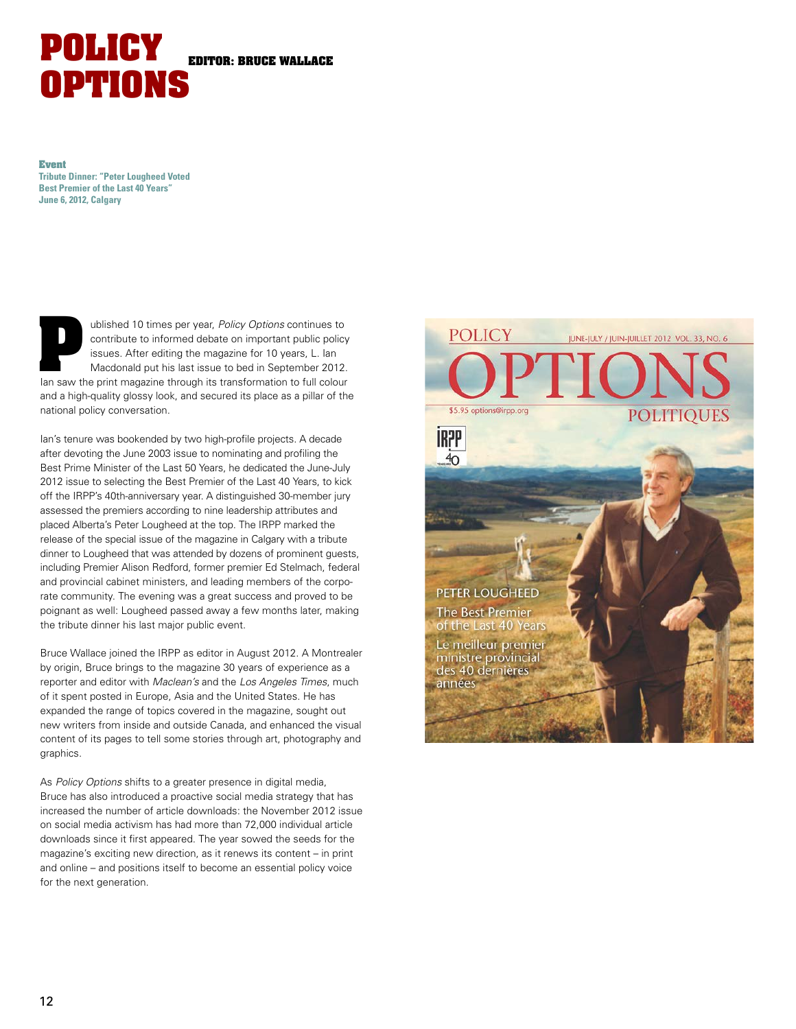# POLICY OPTIONS

**EDITOR: BRUCE WALLACE**

**Event**
**Tribute Dinner: "Peter Lougheed Voted Best Premier of the Last 40 Years"**
**June 6, 2012, Calgary**

Published 10 times per year, *Policy Options* continues to contribute to informed debate on important public policy issues. After editing the magazine for 10 years, L. Ian Macdonald put his last issue to bed in September 2012. Ian saw the print magazine through its transformation to full colour and a high-quality glossy look, and secured its place as a pillar of the national policy conversation.

Ian's tenure was bookended by two high-profile projects. A decade after devoting the June 2003 issue to nominating and profiling the Best Prime Minister of the Last 50 Years, he dedicated the June-July 2012 issue to selecting the Best Premier of the Last 40 Years, to kick off the IRPP's 40th-anniversary year. A distinguished 30-member jury assessed the premiers according to nine leadership attributes and placed Alberta's Peter Lougheed at the top. The IRPP marked the release of the special issue of the magazine in Calgary with a tribute dinner to Lougheed that was attended by dozens of prominent guests, including Premier Alison Redford, former premier Ed Stelmach, federal and provincial cabinet ministers, and leading members of the corporate community. The evening was a great success and proved to be poignant as well: Lougheed passed away a few months later, making the tribute dinner his last major public event.

Bruce Wallace joined the IRPP as editor in August 2012. A Montrealer by origin, Bruce brings to the magazine 30 years of experience as a reporter and editor with *Maclean's* and the *Los Angeles Times*, much of it spent posted in Europe, Asia and the United States. He has expanded the range of topics covered in the magazine, sought out new writers from inside and outside Canada, and enhanced the visual content of its pages to tell some stories through art, photography and graphics.

As *Policy Options* shifts to a greater presence in digital media, Bruce has also introduced a proactive social media strategy that has increased the number of article downloads: the November 2012 issue on social media activism has had more than 72,000 individual article downloads since it first appeared. The year sowed the seeds for the magazine's exciting new direction, as it renews its content – in print and online – and positions itself to become an essential policy voice for the next generation.

POLICY OPTIONS POLITIQUES — JUNE-JULY / JUIN-JUILLET 2012 VOL. 33, NO. 6 — $5.95 options@irpp.org

PETER LOUGHEED
The Best Premier of the Last 40 Years
Le meilleur premier ministre provincial des 40 dernières années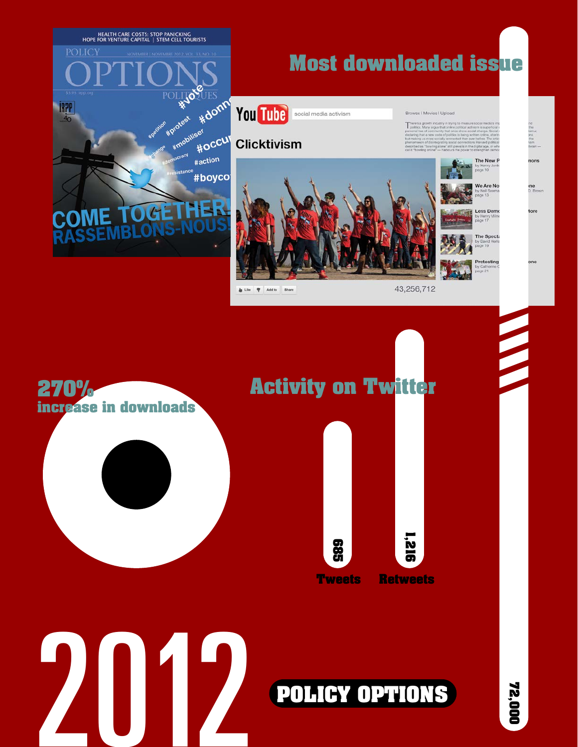# 2012

## POLICY OPTIONS

### Most downloaded issue

72,000

270%
increase in downloads

### Activity on Twitter

685
Tweets

1,216
Retweets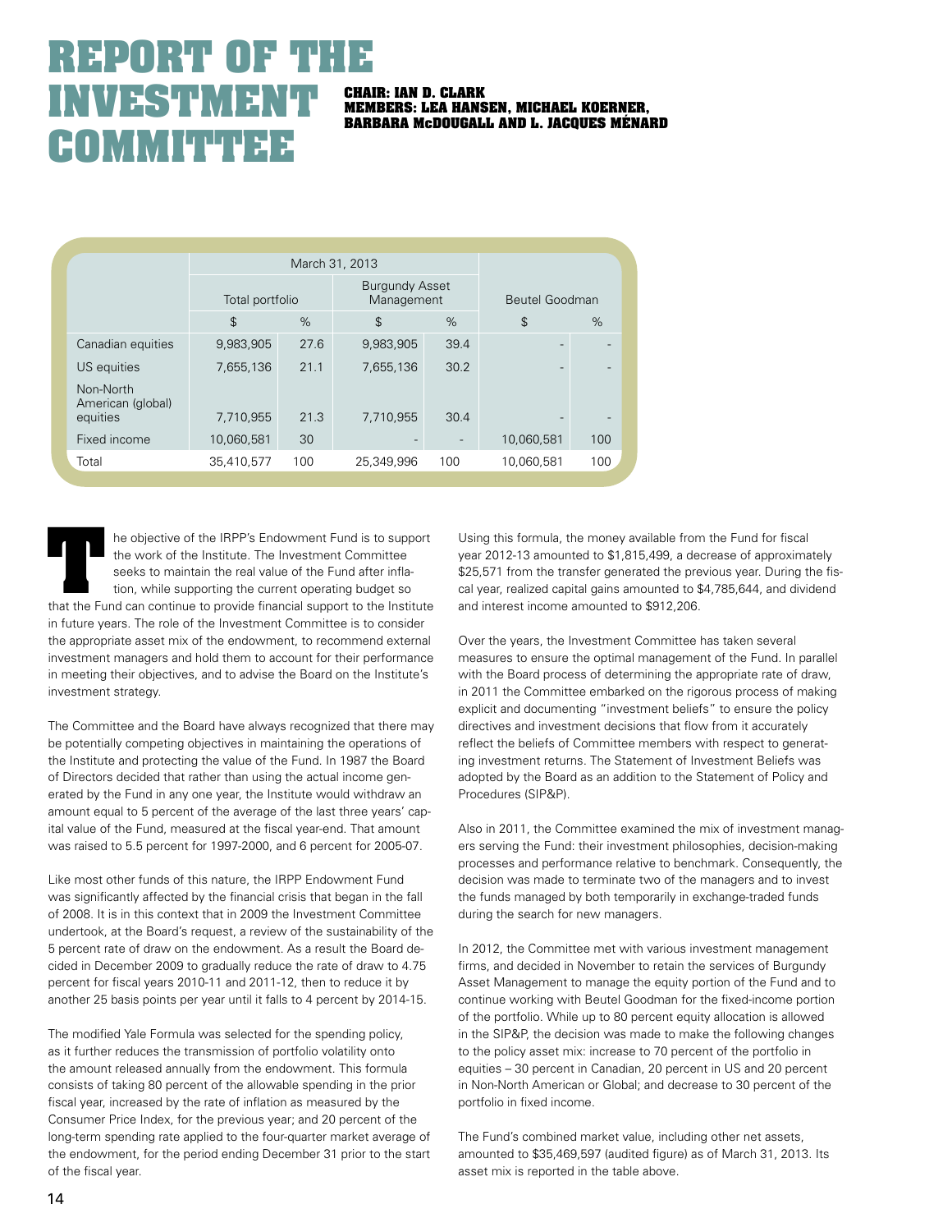# REPORT OF THE INVESTMENT COMMITTEE

**CHAIR: IAN D. CLARK**
**MEMBERS: LEA HANSEN, MICHAEL KOERNER, BARBARA McDOUGALL AND L. JACQUES MÉNARD**

| | March 31, 2013 | | | | | |
|---|---|---|---|---|---|---|
| | Total portfolio | | Burgundy Asset Management | | Beutel Goodman | |
| | $ | % | $ | % | $ | % |
| Canadian equities | 9,983,905 | 27.6 | 9,983,905 | 39.4 | - | - |
| US equities | 7,655,136 | 21.1 | 7,655,136 | 30.2 | - | - |
| Non-North American (global) equities | 7,710,955 | 21.3 | 7,710,955 | 30.4 | - | - |
| Fixed income | 10,060,581 | 30 | - | - | 10,060,581 | 100 |
| Total | 35,410,577 | 100 | 25,349,996 | 100 | 10,060,581 | 100 |

The objective of the IRPP's Endowment Fund is to support the work of the Institute. The Investment Committee seeks to maintain the real value of the Fund after inflation, while supporting the current operating budget so that the Fund can continue to provide financial support to the Institute in future years. The role of the Investment Committee is to consider the appropriate asset mix of the endowment, to recommend external investment managers and hold them to account for their performance in meeting their objectives, and to advise the Board on the Institute's investment strategy.

The Committee and the Board have always recognized that there may be potentially competing objectives in maintaining the operations of the Institute and protecting the value of the Fund. In 1987 the Board of Directors decided that rather than using the actual income generated by the Fund in any one year, the Institute would withdraw an amount equal to 5 percent of the average of the last three years' capital value of the Fund, measured at the fiscal year-end. That amount was raised to 5.5 percent for 1997-2000, and 6 percent for 2005-07.

Like most other funds of this nature, the IRPP Endowment Fund was significantly affected by the financial crisis that began in the fall of 2008. It is in this context that in 2009 the Investment Committee undertook, at the Board's request, a review of the sustainability of the 5 percent rate of draw on the endowment. As a result the Board decided in December 2009 to gradually reduce the rate of draw to 4.75 percent for fiscal years 2010-11 and 2011-12, then to reduce it by another 25 basis points per year until it falls to 4 percent by 2014-15.

The modified Yale Formula was selected for the spending policy, as it further reduces the transmission of portfolio volatility onto the amount released annually from the endowment. This formula consists of taking 80 percent of the allowable spending in the prior fiscal year, increased by the rate of inflation as measured by the Consumer Price Index, for the previous year; and 20 percent of the long-term spending rate applied to the four-quarter market average of the endowment, for the period ending December 31 prior to the start of the fiscal year.

Using this formula, the money available from the Fund for fiscal year 2012-13 amounted to $1,815,499, a decrease of approximately $25,571 from the transfer generated the previous year. During the fiscal year, realized capital gains amounted to $4,785,644, and dividend and interest income amounted to $912,206.

Over the years, the Investment Committee has taken several measures to ensure the optimal management of the Fund. In parallel with the Board process of determining the appropriate rate of draw, in 2011 the Committee embarked on the rigorous process of making explicit and documenting "investment beliefs" to ensure the policy directives and investment decisions that flow from it accurately reflect the beliefs of Committee members with respect to generating investment returns. The Statement of Investment Beliefs was adopted by the Board as an addition to the Statement of Policy and Procedures (SIP&P).

Also in 2011, the Committee examined the mix of investment managers serving the Fund: their investment philosophies, decision-making processes and performance relative to benchmark. Consequently, the decision was made to terminate two of the managers and to invest the funds managed by both temporarily in exchange-traded funds during the search for new managers.

In 2012, the Committee met with various investment management firms, and decided in November to retain the services of Burgundy Asset Management to manage the equity portion of the Fund and to continue working with Beutel Goodman for the fixed-income portion of the portfolio. While up to 80 percent equity allocation is allowed in the SIP&P, the decision was made to make the following changes to the policy asset mix: increase to 70 percent of the portfolio in equities – 30 percent in Canadian, 20 percent in US and 20 percent in Non-North American or Global; and decrease to 30 percent of the portfolio in fixed income.

The Fund's combined market value, including other net assets, amounted to $35,469,597 (audited figure) as of March 31, 2013. Its asset mix is reported in the table above.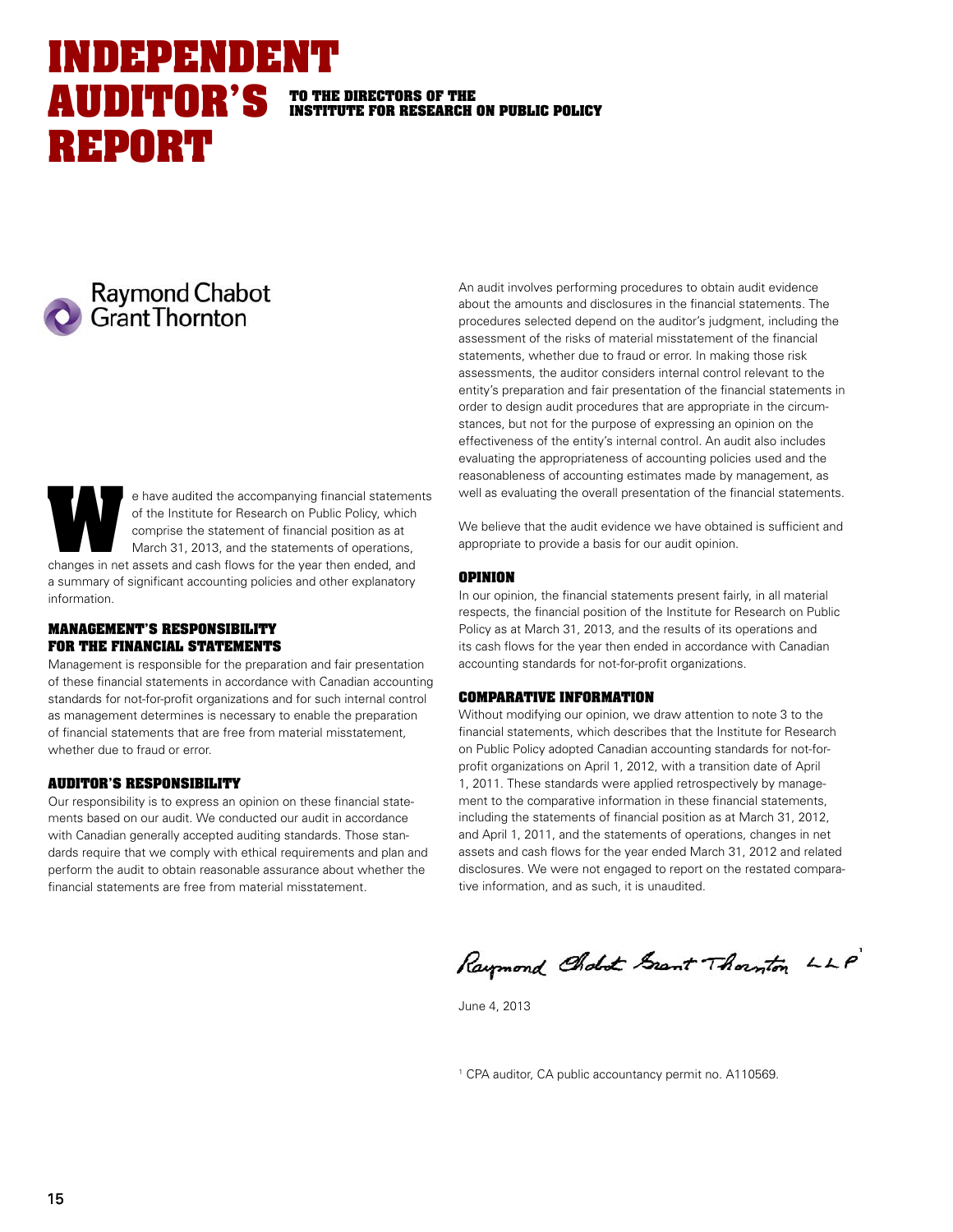# INDEPENDENT AUDITOR'S REPORT

**TO THE DIRECTORS OF THE INSTITUTE FOR RESEARCH ON PUBLIC POLICY**

Raymond Chabot Grant Thornton

We have audited the accompanying financial statements of the Institute for Research on Public Policy, which comprise the statement of financial position as at March 31, 2013, and the statements of operations, changes in net assets and cash flows for the year then ended, and a summary of significant accounting policies and other explanatory information.

### MANAGEMENT'S RESPONSIBILITY FOR THE FINANCIAL STATEMENTS

Management is responsible for the preparation and fair presentation of these financial statements in accordance with Canadian accounting standards for not-for-profit organizations and for such internal control as management determines is necessary to enable the preparation of financial statements that are free from material misstatement, whether due to fraud or error.

### AUDITOR'S RESPONSIBILITY

Our responsibility is to express an opinion on these financial statements based on our audit. We conducted our audit in accordance with Canadian generally accepted auditing standards. Those standards require that we comply with ethical requirements and plan and perform the audit to obtain reasonable assurance about whether the financial statements are free from material misstatement.

An audit involves performing procedures to obtain audit evidence about the amounts and disclosures in the financial statements. The procedures selected depend on the auditor's judgment, including the assessment of the risks of material misstatement of the financial statements, whether due to fraud or error. In making those risk assessments, the auditor considers internal control relevant to the entity's preparation and fair presentation of the financial statements in order to design audit procedures that are appropriate in the circumstances, but not for the purpose of expressing an opinion on the effectiveness of the entity's internal control. An audit also includes evaluating the appropriateness of accounting policies used and the reasonableness of accounting estimates made by management, as well as evaluating the overall presentation of the financial statements.

We believe that the audit evidence we have obtained is sufficient and appropriate to provide a basis for our audit opinion.

### OPINION

In our opinion, the financial statements present fairly, in all material respects, the financial position of the Institute for Research on Public Policy as at March 31, 2013, and the results of its operations and its cash flows for the year then ended in accordance with Canadian accounting standards for not-for-profit organizations.

### COMPARATIVE INFORMATION

Without modifying our opinion, we draw attention to note 3 to the financial statements, which describes that the Institute for Research on Public Policy adopted Canadian accounting standards for not-for-profit organizations on April 1, 2012, with a transition date of April 1, 2011. These standards were applied retrospectively by management to the comparative information in these financial statements, including the statements of financial position as at March 31, 2012, and April 1, 2011, and the statements of operations, changes in net assets and cash flows for the year ended March 31, 2012 and related disclosures. We were not engaged to report on the restated comparative information, and as such, it is unaudited.

Raymond Chabot Grant Thornton LLP[1]

June 4, 2013

[1] CPA auditor, CA public accountancy permit no. A110569.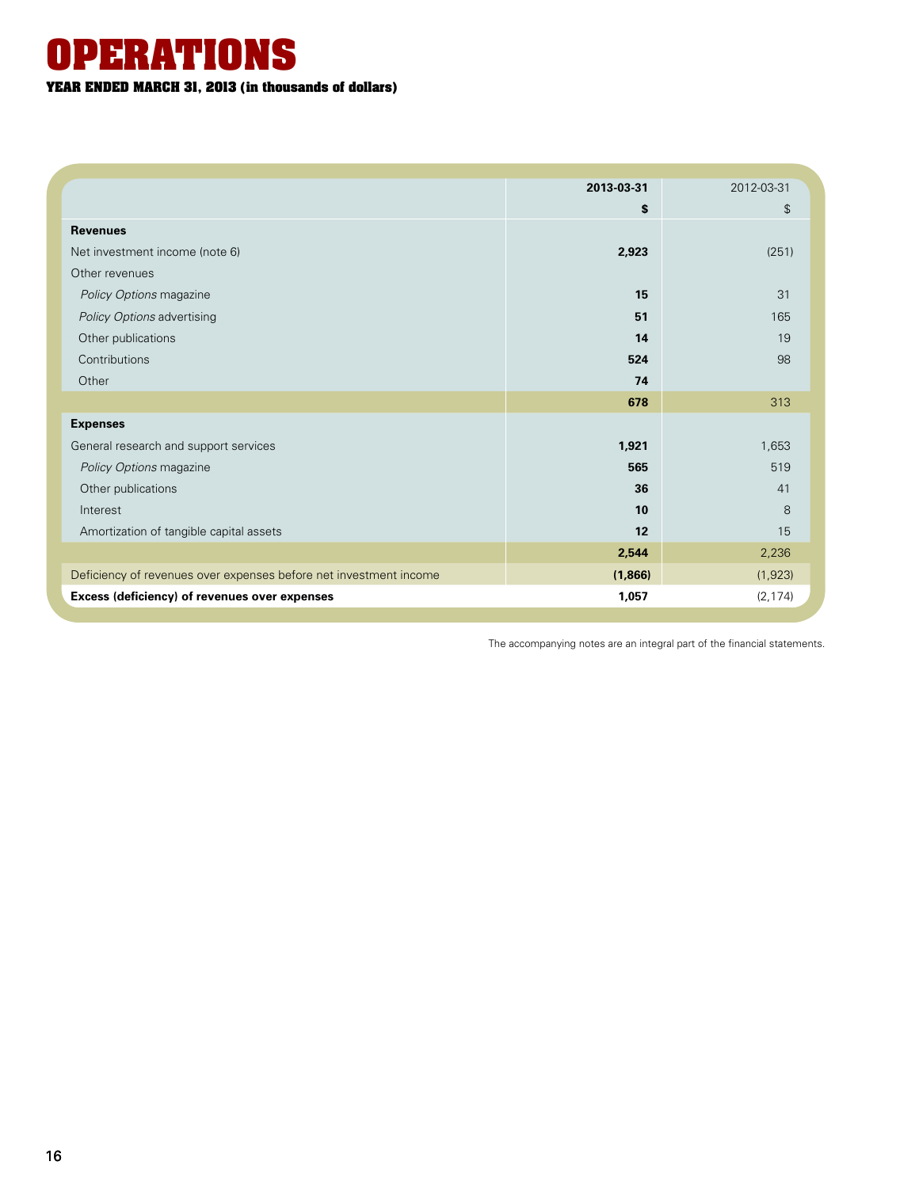# OPERATIONS

**YEAR ENDED MARCH 31, 2013 (in thousands of dollars)**

| | **2013-03-31** | 2012-03-31 |
|---|---|---|
| | **$** | $ |
| **Revenues** | | |
| Net investment income (note 6) | **2,923** | (251) |
| Other revenues | | |
| *Policy Options* magazine | **15** | 31 |
| *Policy Options* advertising | **51** | 165 |
| Other publications | **14** | 19 |
| Contributions | **524** | 98 |
| Other | **74** | |
| | **678** | 313 |
| **Expenses** | | |
| General research and support services | **1,921** | 1,653 |
| *Policy Options* magazine | **565** | 519 |
| Other publications | **36** | 41 |
| Interest | **10** | 8 |
| Amortization of tangible capital assets | **12** | 15 |
| | **2,544** | 2,236 |
| Deficiency of revenues over expenses before net investment income | **(1,866)** | (1,923) |
| **Excess (deficiency) of revenues over expenses** | **1,057** | (2,174) |

The accompanying notes are an integral part of the financial statements.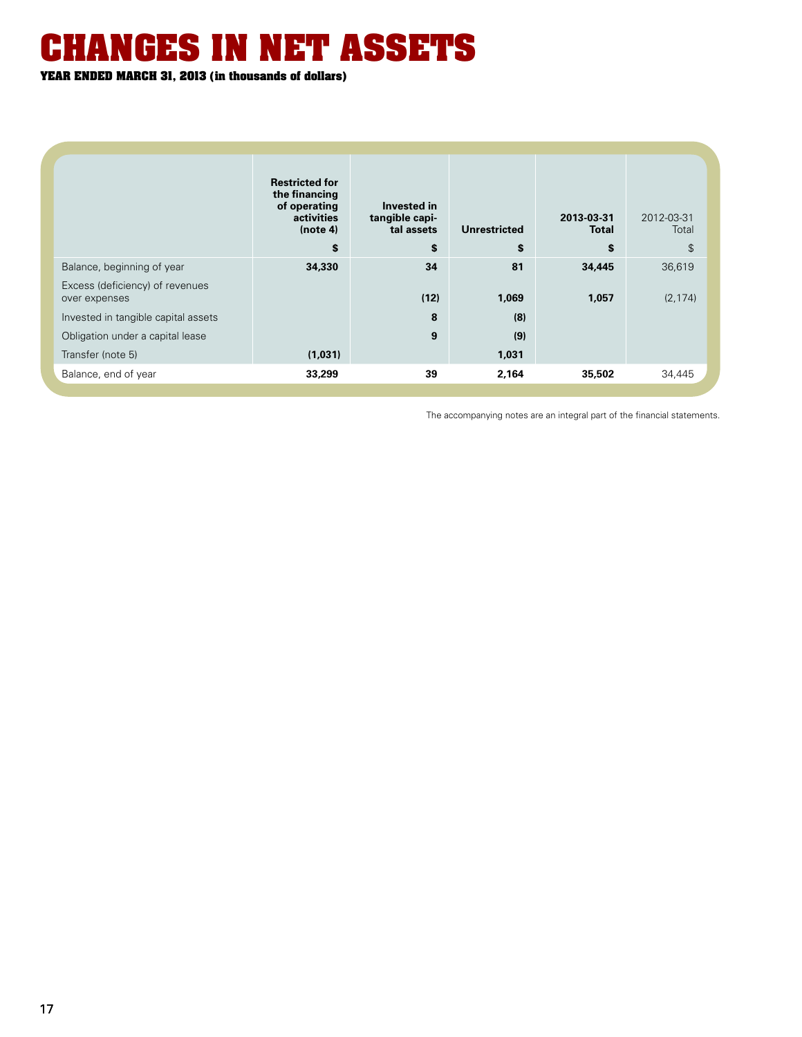# CHANGES IN NET ASSETS

**YEAR ENDED MARCH 31, 2013 (in thousands of dollars)**

| | Restricted for the financing of operating activities (note 4) | Invested in tangible capital assets | Unrestricted | 2013-03-31 Total | 2012-03-31 Total |
|---|---|---|---|---|---|
| | $ | $ | $ | $ | $ |
| Balance, beginning of year | 34,330 | 34 | 81 | 34,445 | 36,619 |
| Excess (deficiency) of revenues over expenses | | (12) | 1,069 | 1,057 | (2,174) |
| Invested in tangible capital assets | | 8 | (8) | | |
| Obligation under a capital lease | | 9 | (9) | | |
| Transfer (note 5) | (1,031) | | 1,031 | | |
| Balance, end of year | 33,299 | 39 | 2,164 | 35,502 | 34,445 |

The accompanying notes are an integral part of the financial statements.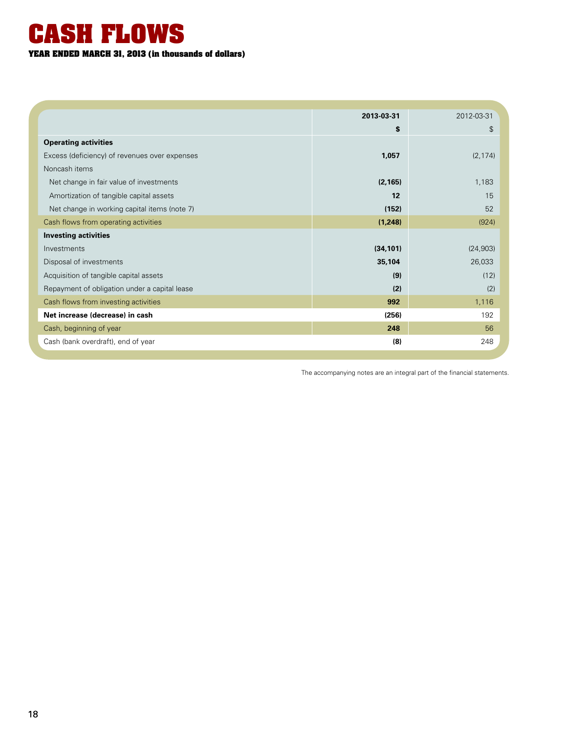# CASH FLOWS

**YEAR ENDED MARCH 31, 2013 (in thousands of dollars)**

| | **2013-03-31** | 2012-03-31 |
|---|---|---|
| | **$** | $ |
| **Operating activities** | | |
| Excess (deficiency) of revenues over expenses | **1,057** | (2,174) |
| Noncash items | | |
| Net change in fair value of investments | **(2,165)** | 1,183 |
| Amortization of tangible capital assets | **12** | 15 |
| Net change in working capital items (note 7) | **(152)** | 52 |
| Cash flows from operating activities | **(1,248)** | (924) |
| **Investing activities** | | |
| Investments | **(34,101)** | (24,903) |
| Disposal of investments | **35,104** | 26,033 |
| Acquisition of tangible capital assets | **(9)** | (12) |
| Repayment of obligation under a capital lease | **(2)** | (2) |
| Cash flows from investing activities | **992** | 1,116 |
| **Net increase (decrease) in cash** | **(256)** | 192 |
| Cash, beginning of year | **248** | 56 |
| Cash (bank overdraft), end of year | **(8)** | 248 |

The accompanying notes are an integral part of the financial statements.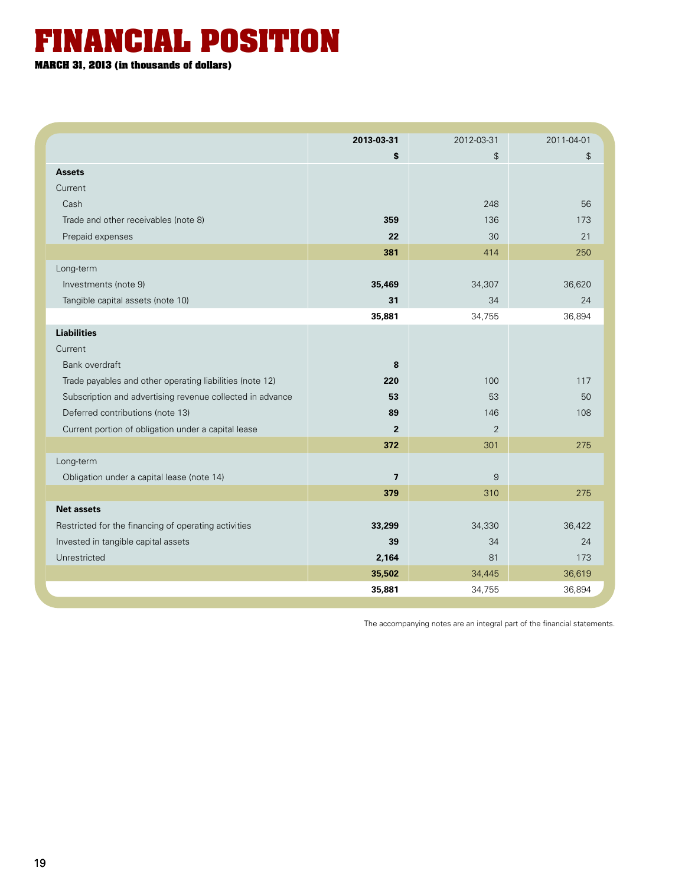# FINANCIAL POSITION

**MARCH 31, 2013 (in thousands of dollars)**

| | **2013-03-31** | 2012-03-31 | 2011-04-01 |
|---|---|---|---|
| | **$** | $ | $ |
| **Assets** | | | |
| Current | | | |
| Cash | | 248 | 56 |
| Trade and other receivables (note 8) | **359** | 136 | 173 |
| Prepaid expenses | **22** | 30 | 21 |
| | **381** | 414 | 250 |
| Long-term | | | |
| Investments (note 9) | **35,469** | 34,307 | 36,620 |
| Tangible capital assets (note 10) | **31** | 34 | 24 |
| | **35,881** | 34,755 | 36,894 |
| **Liabilities** | | | |
| Current | | | |
| Bank overdraft | **8** | | |
| Trade payables and other operating liabilities (note 12) | **220** | 100 | 117 |
| Subscription and advertising revenue collected in advance | **53** | 53 | 50 |
| Deferred contributions (note 13) | **89** | 146 | 108 |
| Current portion of obligation under a capital lease | **2** | 2 | |
| | **372** | 301 | 275 |
| Long-term | | | |
| Obligation under a capital lease (note 14) | **7** | 9 | |
| | **379** | 310 | 275 |
| **Net assets** | | | |
| Restricted for the financing of operating activities | **33,299** | 34,330 | 36,422 |
| Invested in tangible capital assets | **39** | 34 | 24 |
| Unrestricted | **2,164** | 81 | 173 |
| | **35,502** | 34,445 | 36,619 |
| | **35,881** | 34,755 | 36,894 |

The accompanying notes are an integral part of the financial statements.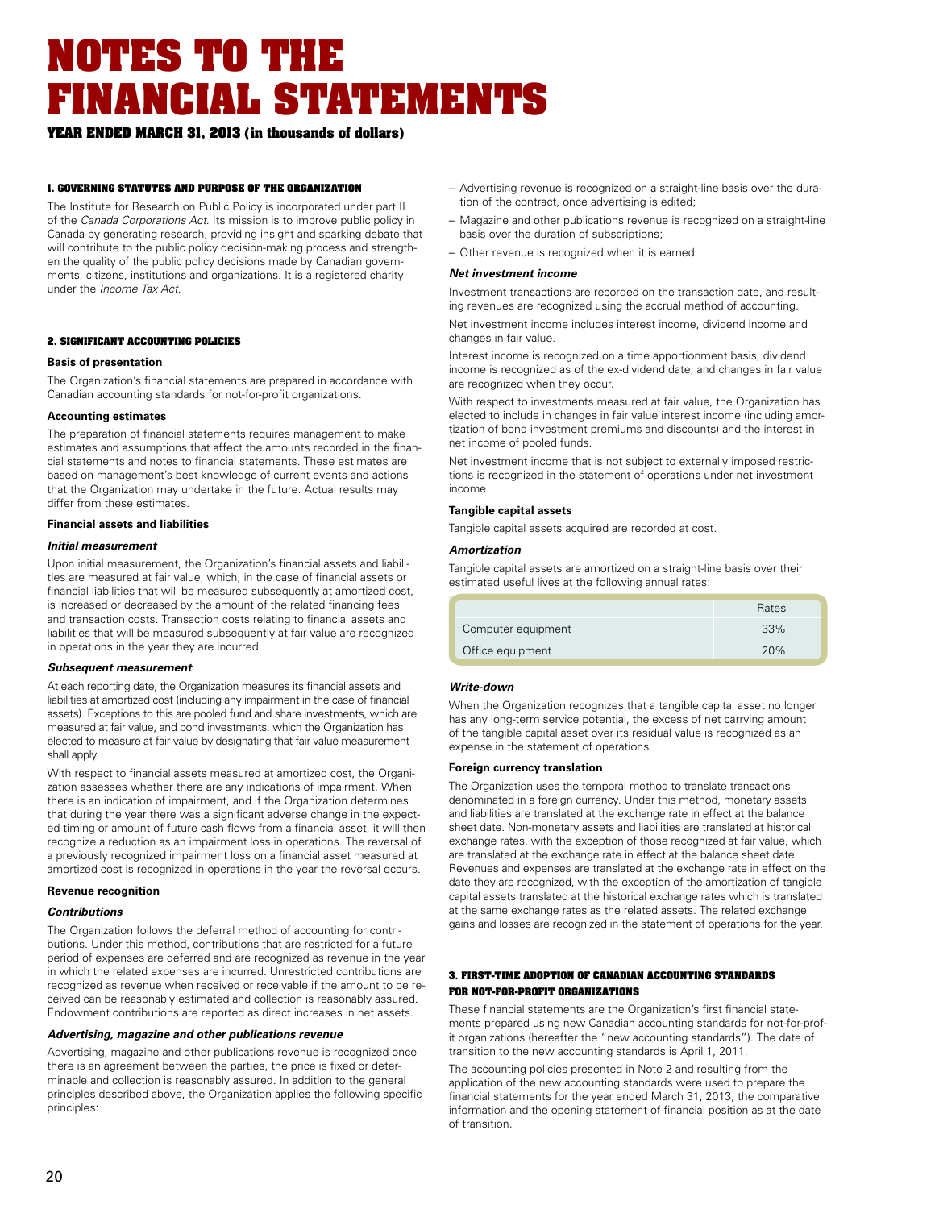# NOTES TO THE FINANCIAL STATEMENTS

**YEAR ENDED MARCH 31, 2013 (in thousands of dollars)**

## 1. GOVERNING STATUTES AND PURPOSE OF THE ORGANIZATION

The Institute for Research on Public Policy is incorporated under part II of the *Canada Corporations Act*. Its mission is to improve public policy in Canada by generating research, providing insight and sparking debate that will contribute to the public policy decision-making process and strengthen the quality of the public policy decisions made by Canadian governments, citizens, institutions and organizations. It is a registered charity under the *Income Tax Act*.

## 2. SIGNIFICANT ACCOUNTING POLICIES

### Basis of presentation

The Organization's financial statements are prepared in accordance with Canadian accounting standards for not-for-profit organizations.

### Accounting estimates

The preparation of financial statements requires management to make estimates and assumptions that affect the amounts recorded in the financial statements and notes to financial statements. These estimates are based on management's best knowledge of current events and actions that the Organization may undertake in the future. Actual results may differ from these estimates.

### Financial assets and liabilities

#### *Initial measurement*

Upon initial measurement, the Organization's financial assets and liabilities are measured at fair value, which, in the case of financial assets or financial liabilities that will be measured subsequently at amortized cost, is increased or decreased by the amount of the related financing fees and transaction costs. Transaction costs relating to financial assets and liabilities that will be measured subsequently at fair value are recognized in operations in the year they are incurred.

#### *Subsequent measurement*

At each reporting date, the Organization measures its financial assets and liabilities at amortized cost (including any impairment in the case of financial assets). Exceptions to this are pooled fund and share investments, which are measured at fair value, and bond investments, which the Organization has elected to measure at fair value by designating that fair value measurement shall apply.

With respect to financial assets measured at amortized cost, the Organization assesses whether there are any indications of impairment. When there is an indication of impairment, and if the Organization determines that during the year there was a significant adverse change in the expected timing or amount of future cash flows from a financial asset, it will then recognize a reduction as an impairment loss in operations. The reversal of a previously recognized impairment loss on a financial asset measured at amortized cost is recognized in operations in the year the reversal occurs.

### Revenue recognition

#### *Contributions*

The Organization follows the deferral method of accounting for contributions. Under this method, contributions that are restricted for a future period of expenses are deferred and are recognized as revenue in the year in which the related expenses are incurred. Unrestricted contributions are recognized as revenue when received or receivable if the amount to be received can be reasonably estimated and collection is reasonably assured. Endowment contributions are reported as direct increases in net assets.

#### *Advertising, magazine and other publications revenue*

Advertising, magazine and other publications revenue is recognized once there is an agreement between the parties, the price is fixed or determinable and collection is reasonably assured. In addition to the general principles described above, the Organization applies the following specific principles:

- Advertising revenue is recognized on a straight-line basis over the duration of the contract, once advertising is edited;
- Magazine and other publications revenue is recognized on a straight-line basis over the duration of subscriptions;
- Other revenue is recognized when it is earned.

#### *Net investment income*

Investment transactions are recorded on the transaction date, and resulting revenues are recognized using the accrual method of accounting.

Net investment income includes interest income, dividend income and changes in fair value.

Interest income is recognized on a time apportionment basis, dividend income is recognized as of the ex-dividend date, and changes in fair value are recognized when they occur.

With respect to investments measured at fair value, the Organization has elected to include in changes in fair value interest income (including amortization of bond investment premiums and discounts) and the interest in net income of pooled funds.

Net investment income that is not subject to externally imposed restrictions is recognized in the statement of operations under net investment income.

### Tangible capital assets

Tangible capital assets acquired are recorded at cost.

#### *Amortization*

Tangible capital assets are amortized on a straight-line basis over their estimated useful lives at the following annual rates:

| | Rates |
|---|---|
| Computer equipment | 33% |
| Office equipment | 20% |

#### *Write-down*

When the Organization recognizes that a tangible capital asset no longer has any long-term service potential, the excess of net carrying amount of the tangible capital asset over its residual value is recognized as an expense in the statement of operations.

### Foreign currency translation

The Organization uses the temporal method to translate transactions denominated in a foreign currency. Under this method, monetary assets and liabilities are translated at the exchange rate in effect at the balance sheet date. Non-monetary assets and liabilities are translated at historical exchange rates, with the exception of those recognized at fair value, which are translated at the exchange rate in effect at the balance sheet date. Revenues and expenses are translated at the exchange rate in effect on the date they are recognized, with the exception of the amortization of tangible capital assets translated at the historical exchange rates which is translated at the same exchange rates as the related assets. The related exchange gains and losses are recognized in the statement of operations for the year.

## 3. FIRST-TIME ADOPTION OF CANADIAN ACCOUNTING STANDARDS FOR NOT-FOR-PROFIT ORGANIZATIONS

These financial statements are the Organization's first financial statements prepared using new Canadian accounting standards for not-for-profit organizations (hereafter the "new accounting standards"). The date of transition to the new accounting standards is April 1, 2011.

The accounting policies presented in Note 2 and resulting from the application of the new accounting standards were used to prepare the financial statements for the year ended March 31, 2013, the comparative information and the opening statement of financial position as at the date of transition.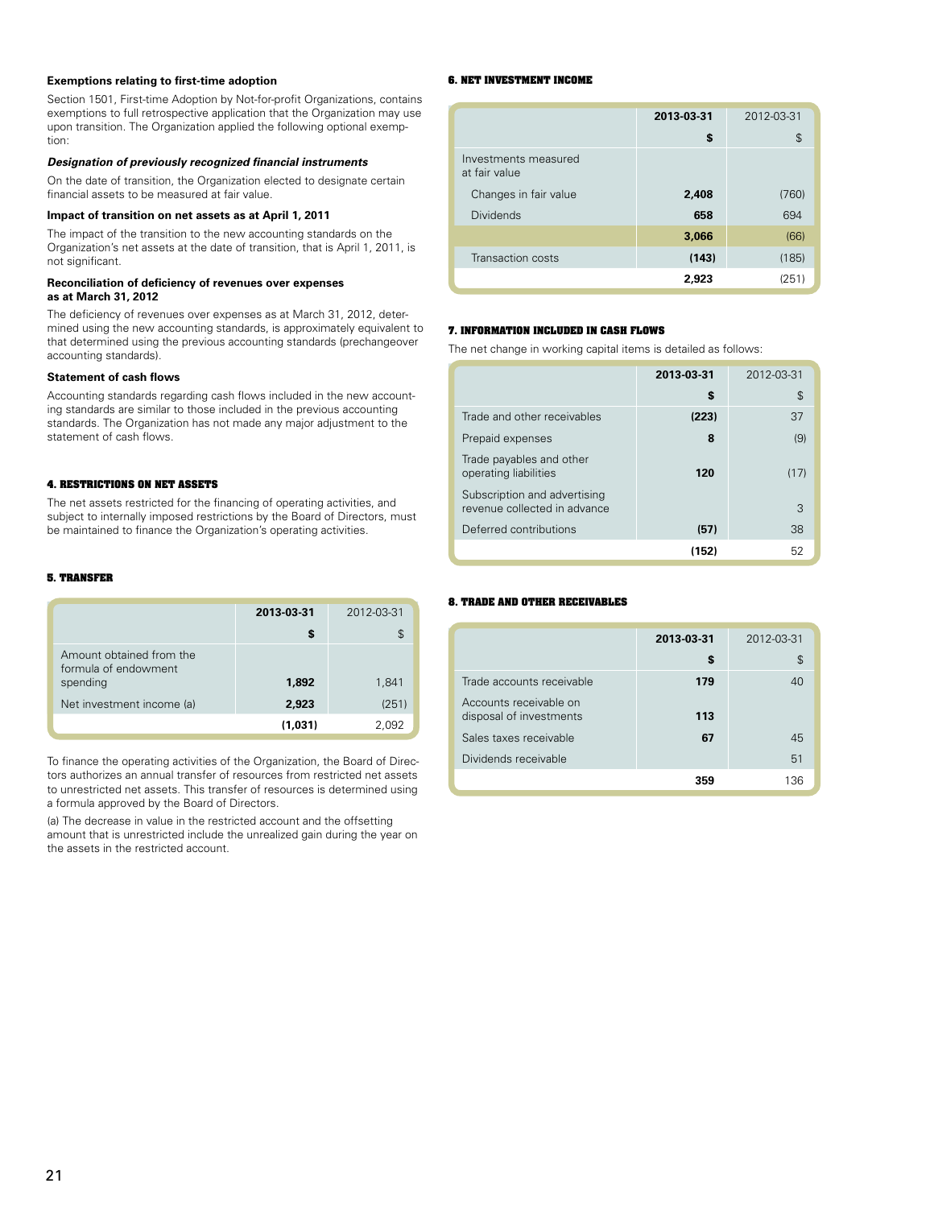#### Exemptions relating to first-time adoption

Section 1501, First-time Adoption by Not-for-profit Organizations, contains exemptions to full retrospective application that the Organization may use upon transition. The Organization applied the following optional exemption:

***Designation of previously recognized financial instruments***

On the date of transition, the Organization elected to designate certain financial assets to be measured at fair value.

#### Impact of transition on net assets as at April 1, 2011

The impact of the transition to the new accounting standards on the Organization's net assets at the date of transition, that is April 1, 2011, is not significant.

#### Reconciliation of deficiency of revenues over expenses as at March 31, 2012

The deficiency of revenues over expenses as at March 31, 2012, determined using the new accounting standards, is approximately equivalent to that determined using the previous accounting standards (prechangeover accounting standards).

#### Statement of cash flows

Accounting standards regarding cash flows included in the new accounting standards are similar to those included in the previous accounting standards. The Organization has not made any major adjustment to the statement of cash flows.

## 4. RESTRICTIONS ON NET ASSETS

The net assets restricted for the financing of operating activities, and subject to internally imposed restrictions by the Board of Directors, must be maintained to finance the Organization's operating activities.

## 5. TRANSFER

| | 2013-03-31 | 2012-03-31 |
|---|---|---|
| | $ | $ |
| Amount obtained from the formula of endowment spending | 1,892 | 1,841 |
| Net investment income (a) | 2,923 | (251) |
| | (1,031) | 2,092 |

To finance the operating activities of the Organization, the Board of Directors authorizes an annual transfer of resources from restricted net assets to unrestricted net assets. This transfer of resources is determined using a formula approved by the Board of Directors.

(a) The decrease in value in the restricted account and the offsetting amount that is unrestricted include the unrealized gain during the year on the assets in the restricted account.

## 6. NET INVESTMENT INCOME

| | 2013-03-31 | 2012-03-31 |
|---|---|---|
| | $ | $ |
| Investments measured at fair value | | |
| Changes in fair value | 2,408 | (760) |
| Dividends | 658 | 694 |
| | 3,066 | (66) |
| Transaction costs | (143) | (185) |
| | 2,923 | (251) |

## 7. INFORMATION INCLUDED IN CASH FLOWS

The net change in working capital items is detailed as follows:

| | 2013-03-31 | 2012-03-31 |
|---|---|---|
| | $ | $ |
| Trade and other receivables | (223) | 37 |
| Prepaid expenses | 8 | (9) |
| Trade payables and other operating liabilities | 120 | (17) |
| Subscription and advertising revenue collected in advance | | 3 |
| Deferred contributions | (57) | 38 |
| | (152) | 52 |

## 8. TRADE AND OTHER RECEIVABLES

| | 2013-03-31 | 2012-03-31 |
|---|---|---|
| | $ | $ |
| Trade accounts receivable | 179 | 40 |
| Accounts receivable on disposal of investments | 113 | |
| Sales taxes receivable | 67 | 45 |
| Dividends receivable | | 51 |
| | 359 | 136 |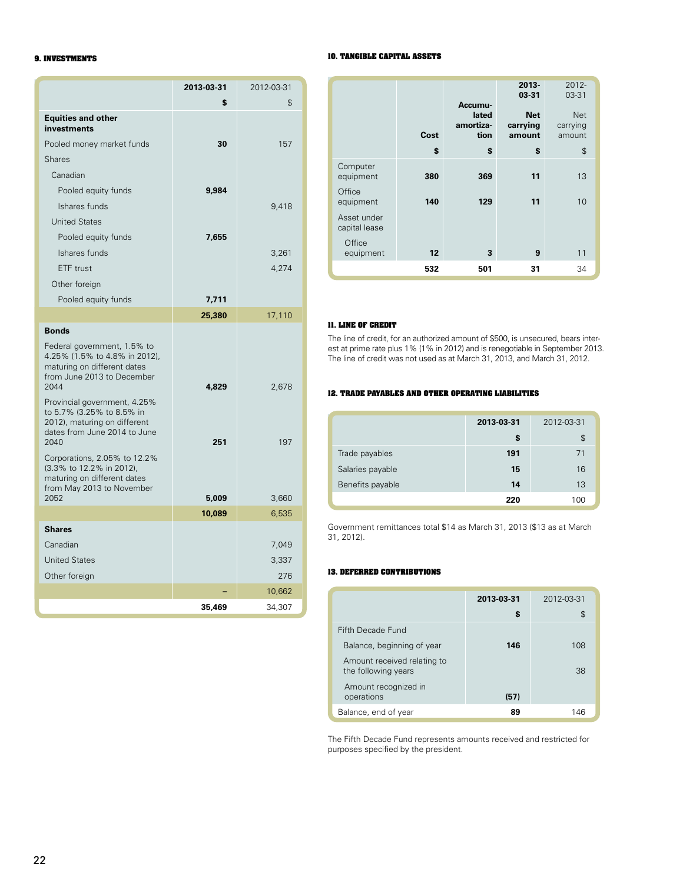## 9. INVESTMENTS

| | 2013-03-31 | 2012-03-31 |
|---|---|---|
| | $ | $ |
| **Equities and other investments** | | |
| Pooled money market funds | 30 | 157 |
| Shares | | |
| Canadian | | |
| Pooled equity funds | 9,984 | |
| Ishares funds | | 9,418 |
| United States | | |
| Pooled equity funds | 7,655 | |
| Ishares funds | | 3,261 |
| ETF trust | | 4,274 |
| Other foreign | | |
| Pooled equity funds | 7,711 | |
| | 25,380 | 17,110 |
| **Bonds** | | |
| Federal government, 1.5% to 4.25% (1.5% to 4.8% in 2012), maturing on different dates from June 2013 to December 2044 | 4,829 | 2,678 |
| Provincial government, 4.25% to 5.7% (3.25% to 8.5% in 2012), maturing on different dates from June 2014 to June 2040 | 251 | 197 |
| Corporations, 2.05% to 12.2% (3.3% to 12.2% in 2012), maturing on different dates from May 2013 to November 2052 | 5,009 | 3,660 |
| | 10,089 | 6,535 |
| **Shares** | | |
| Canadian | | 7,049 |
| United States | | 3,337 |
| Other foreign | | 276 |
| | – | 10,662 |
| | 35,469 | 34,307 |

## 10. TANGIBLE CAPITAL ASSETS

| | Cost | Accumulated amortization | 2013-03-31 Net carrying amount | 2012-03-31 Net carrying amount |
|---|---|---|---|---|
| | $ | $ | $ | $ |
| Computer equipment | 380 | 369 | 11 | 13 |
| Office equipment | 140 | 129 | 11 | 10 |
| Asset under capital lease | | | | |
| Office equipment | 12 | 3 | 9 | 11 |
| | 532 | 501 | 31 | 34 |

## 11. LINE OF CREDIT

The line of credit, for an authorized amount of $500, is unsecured, bears interest at prime rate plus 1% (1% in 2012) and is renegotiable in September 2013. The line of credit was not used as at March 31, 2013, and March 31, 2012.

## 12. TRADE PAYABLES AND OTHER OPERATING LIABILITIES

| | 2013-03-31 | 2012-03-31 |
|---|---|---|
| | $ | $ |
| Trade payables | 191 | 71 |
| Salaries payable | 15 | 16 |
| Benefits payable | 14 | 13 |
| | 220 | 100 |

Government remittances total $14 as March 31, 2013 ($13 as at March 31, 2012).

## 13. DEFERRED CONTRIBUTIONS

| | 2013-03-31 | 2012-03-31 |
|---|---|---|
| | $ | $ |
| Fifth Decade Fund | | |
| Balance, beginning of year | 146 | 108 |
| Amount received relating to the following years | | 38 |
| Amount recognized in operations | (57) | |
| Balance, end of year | 89 | 146 |

The Fifth Decade Fund represents amounts received and restricted for purposes specified by the president.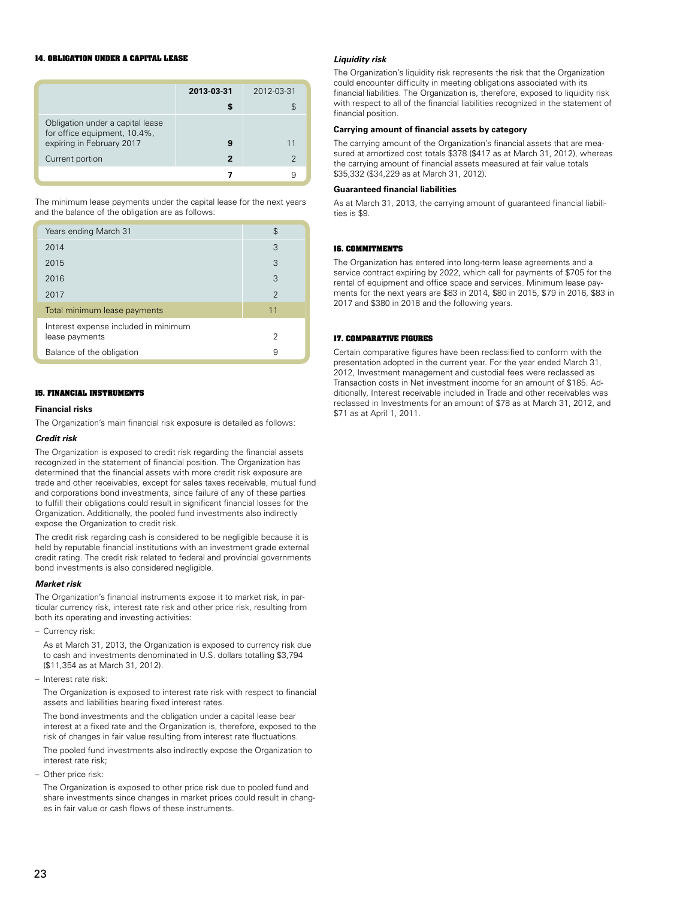## 14. OBLIGATION UNDER A CAPITAL LEASE

| | **2013-03-31** | 2012-03-31 |
|---|---|---|
| | **$** | $ |
| Obligation under a capital lease for office equipment, 10.4%, expiring in February 2017 | **9** | 11 |
| Current portion | **2** | 2 |
| | **7** | 9 |

The minimum lease payments under the capital lease for the next years and the balance of the obligation are as follows:

| Years ending March 31 | $ |
|---|---|
| 2014 | 3 |
| 2015 | 3 |
| 2016 | 3 |
| 2017 | 2 |
| Total minimum lease payments | 11 |
| Interest expense included in minimum lease payments | 2 |
| Balance of the obligation | 9 |

## 15. FINANCIAL INSTRUMENTS

### Financial risks

The Organization's main financial risk exposure is detailed as follows:

***Credit risk***

The Organization is exposed to credit risk regarding the financial assets recognized in the statement of financial position. The Organization has determined that the financial assets with more credit risk exposure are trade and other receivables, except for sales taxes receivable, mutual fund and corporations bond investments, since failure of any of these parties to fulfill their obligations could result in significant financial losses for the Organization. Additionally, the pooled fund investments also indirectly expose the Organization to credit risk.

The credit risk regarding cash is considered to be negligible because it is held by reputable financial institutions with an investment grade external credit rating. The credit risk related to federal and provincial governments bond investments is also considered negligible.

***Market risk***

The Organization's financial instruments expose it to market risk, in particular currency risk, interest rate risk and other price risk, resulting from both its operating and investing activities:

– Currency risk:

  As at March 31, 2013, the Organization is exposed to currency risk due to cash and investments denominated in U.S. dollars totalling $3,794 ($11,354 as at March 31, 2012).

– Interest rate risk:

  The Organization is exposed to interest rate risk with respect to financial assets and liabilities bearing fixed interest rates.

  The bond investments and the obligation under a capital lease bear interest at a fixed rate and the Organization is, therefore, exposed to the risk of changes in fair value resulting from interest rate fluctuations.

  The pooled fund investments also indirectly expose the Organization to interest rate risk;

– Other price risk:

  The Organization is exposed to other price risk due to pooled fund and share investments since changes in market prices could result in changes in fair value or cash flows of these instruments.

***Liquidity risk***

The Organization's liquidity risk represents the risk that the Organization could encounter difficulty in meeting obligations associated with its financial liabilities. The Organization is, therefore, exposed to liquidity risk with respect to all of the financial liabilities recognized in the statement of financial position.

### Carrying amount of financial assets by category

The carrying amount of the Organization's financial assets that are measured at amortized cost totals $378 ($417 as at March 31, 2012), whereas the carrying amount of financial assets measured at fair value totals $35,332 ($34,229 as at March 31, 2012).

### Guaranteed financial liabilities

As at March 31, 2013, the carrying amount of guaranteed financial liabilities is $9.

## 16. COMMITMENTS

The Organization has entered into long-term lease agreements and a service contract expiring by 2022, which call for payments of $705 for the rental of equipment and office space and services. Minimum lease payments for the next years are $83 in 2014, $80 in 2015, $79 in 2016, $83 in 2017 and $380 in 2018 and the following years.

## 17. COMPARATIVE FIGURES

Certain comparative figures have been reclassified to conform with the presentation adopted in the current year. For the year ended March 31, 2012, Investment management and custodial fees were reclassed as Transaction costs in Net investment income for an amount of $185. Additionally, Interest receivable included in Trade and other receivables was reclassed in Investments for an amount of $78 as at March 31, 2012, and $71 as at April 1, 2011.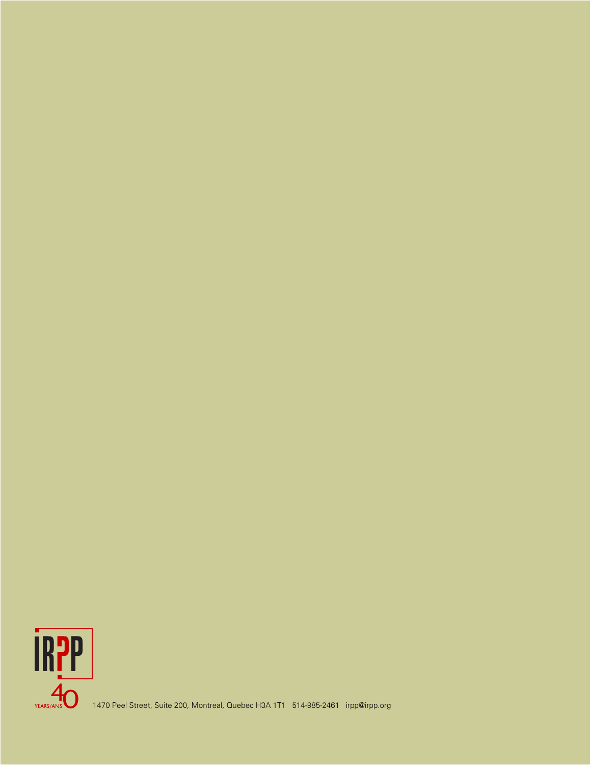IRPP

40 YEARS/ANS

1470 Peel Street, Suite 200, Montreal, Quebec H3A 1T1 514-985-2461 irpp@irpp.org